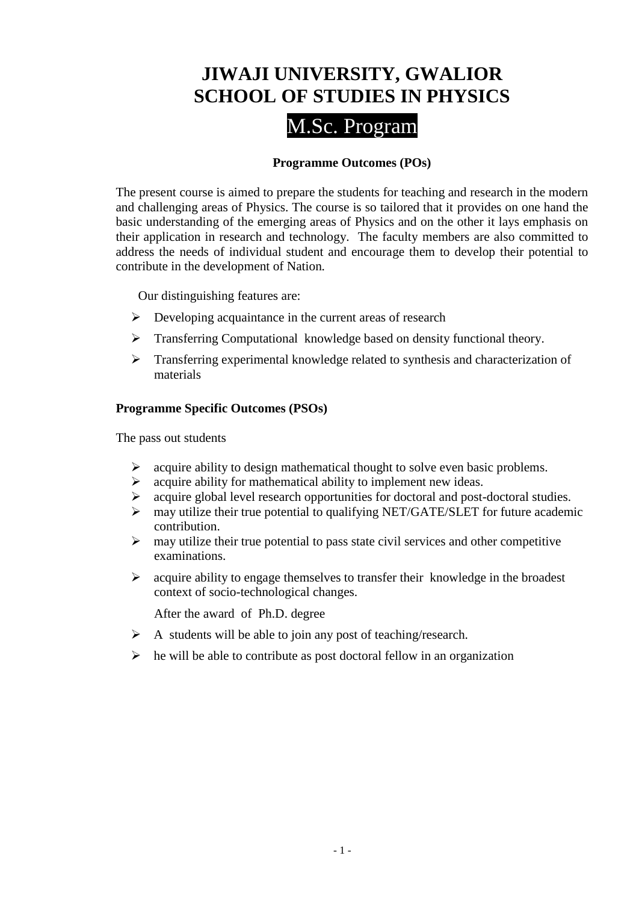# JIWAJI UNIVERSITY, GWALIOR
# SCHOOL OF STUDIES IN PHYSICS

## M.Sc. Program

### Programme Outcomes (POs)

The present course is aimed to prepare the students for teaching and research in the modern and challenging areas of Physics. The course is so tailored that it provides on one hand the basic understanding of the emerging areas of Physics and on the other it lays emphasis on their application in research and technology. The faculty members are also committed to address the needs of individual student and encourage them to develop their potential to contribute in the development of Nation.

Our distinguishing features are:

- Developing acquaintance in the current areas of research
- Transferring Computational knowledge based on density functional theory.
- Transferring experimental knowledge related to synthesis and characterization of materials

### Programme Specific Outcomes (PSOs)

The pass out students

- acquire ability to design mathematical thought to solve even basic problems.
- acquire ability for mathematical ability to implement new ideas.
- acquire global level research opportunities for doctoral and post-doctoral studies.
- may utilize their true potential to qualifying NET/GATE/SLET for future academic contribution.
- may utilize their true potential to pass state civil services and other competitive examinations.
- acquire ability to engage themselves to transfer their knowledge in the broadest context of socio-technological changes.

After the award of Ph.D. degree

- A students will be able to join any post of teaching/research.
- he will be able to contribute as post doctoral fellow in an organization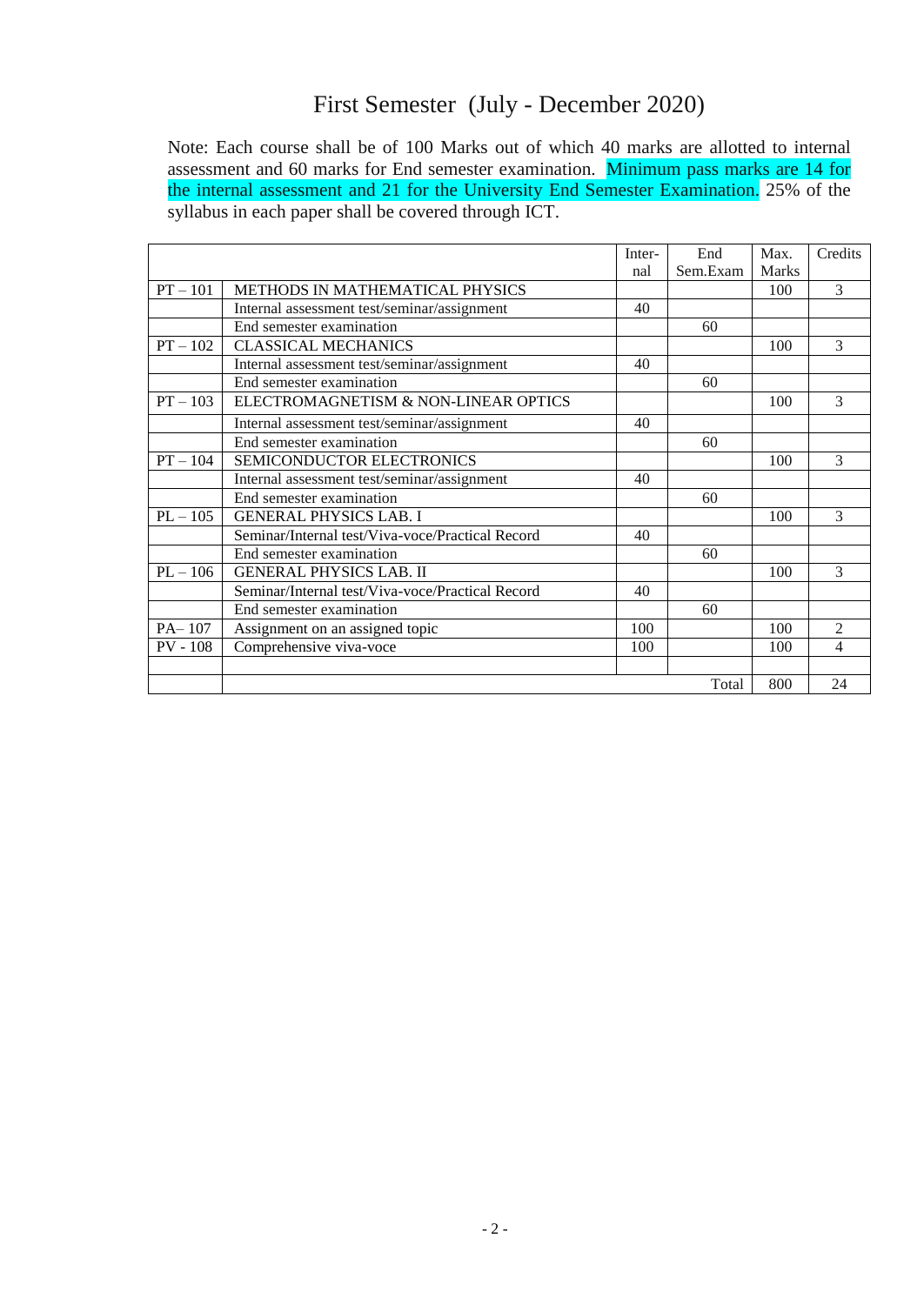# First Semester (July - December 2020)

Note: Each course shall be of 100 Marks out of which 40 marks are allotted to internal assessment and 60 marks for End semester examination. Minimum pass marks are 14 for the internal assessment and 21 for the University End Semester Examination. 25% of the syllabus in each paper shall be covered through ICT.

| | | Inter-nal | End Sem.Exam | Max. Marks | Credits |
|---|---|---|---|---|---|
| PT – 101 | METHODS IN MATHEMATICAL PHYSICS | | | 100 | 3 |
| | Internal assessment test/seminar/assignment | 40 | | | |
| | End semester examination | | 60 | | |
| PT – 102 | CLASSICAL MECHANICS | | | 100 | 3 |
| | Internal assessment test/seminar/assignment | 40 | | | |
| | End semester examination | | 60 | | |
| PT – 103 | ELECTROMAGNETISM & NON-LINEAR OPTICS | | | 100 | 3 |
| | Internal assessment test/seminar/assignment | 40 | | | |
| | End semester examination | | 60 | | |
| PT – 104 | SEMICONDUCTOR ELECTRONICS | | | 100 | 3 |
| | Internal assessment test/seminar/assignment | 40 | | | |
| | End semester examination | | 60 | | |
| PL – 105 | GENERAL PHYSICS LAB. I | | | 100 | 3 |
| | Seminar/Internal test/Viva-voce/Practical Record | 40 | | | |
| | End semester examination | | 60 | | |
| PL – 106 | GENERAL PHYSICS LAB. II | | | 100 | 3 |
| | Seminar/Internal test/Viva-voce/Practical Record | 40 | | | |
| | End semester examination | | 60 | | |
| PA– 107 | Assignment on an assigned topic | 100 | | 100 | 2 |
| PV - 108 | Comprehensive viva-voce | 100 | | 100 | 4 |
| | | | | | |
| | | | Total | 800 | 24 |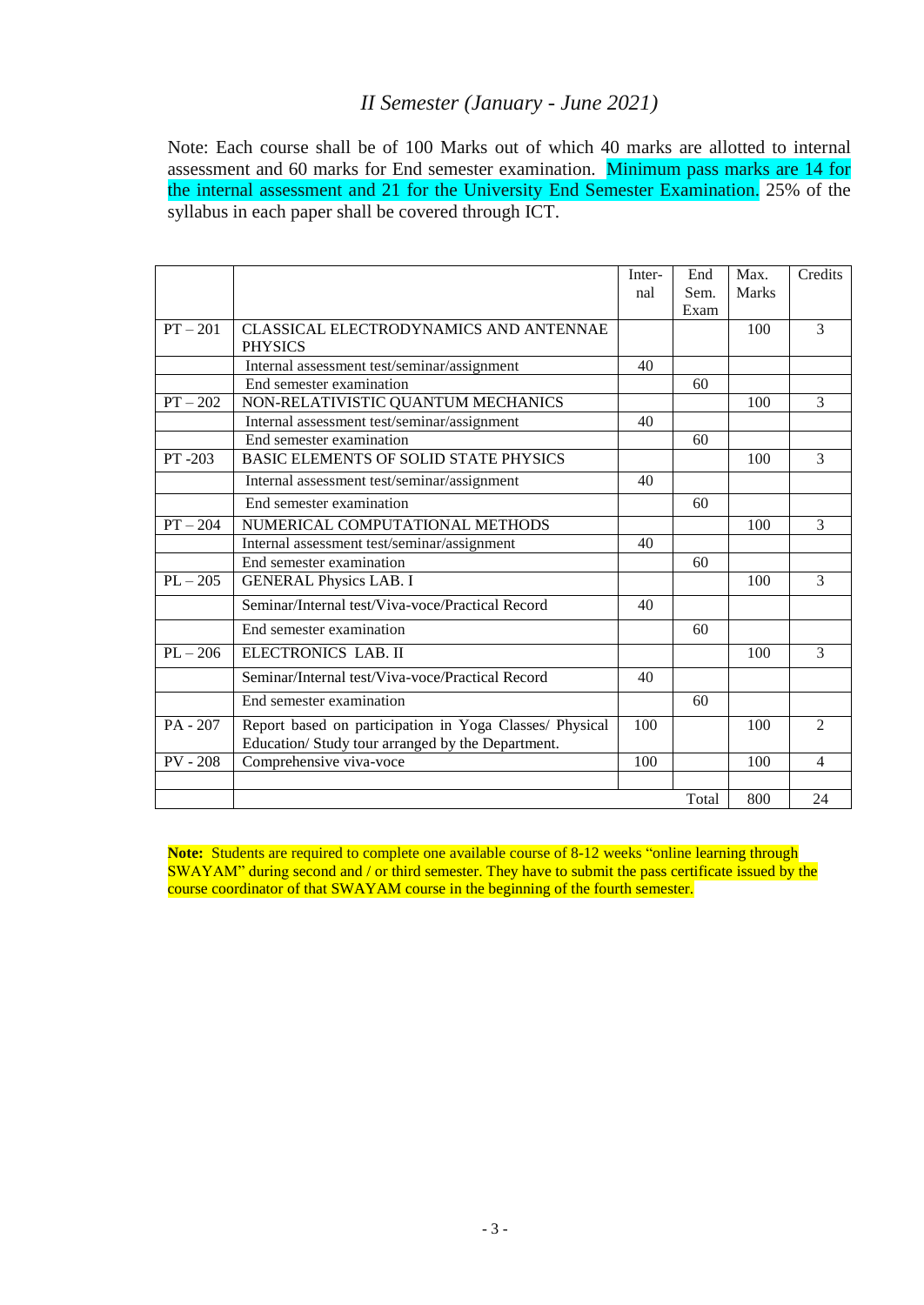## *II Semester (January - June 2021)*

Note: Each course shall be of 100 Marks out of which 40 marks are allotted to internal assessment and 60 marks for End semester examination. Minimum pass marks are 14 for the internal assessment and 21 for the University End Semester Examination. 25% of the syllabus in each paper shall be covered through ICT.

| | | Inter-nal | End Sem. Exam | Max. Marks | Credits |
|---|---|---|---|---|---|
| PT – 201 | CLASSICAL ELECTRODYNAMICS AND ANTENNAE PHYSICS | | | 100 | 3 |
| | Internal assessment test/seminar/assignment | 40 | | | |
| | End semester examination | | 60 | | |
| PT – 202 | NON-RELATIVISTIC QUANTUM MECHANICS | | | 100 | 3 |
| | Internal assessment test/seminar/assignment | 40 | | | |
| | End semester examination | | 60 | | |
| PT -203 | BASIC ELEMENTS OF SOLID STATE PHYSICS | | | 100 | 3 |
| | Internal assessment test/seminar/assignment | 40 | | | |
| | End semester examination | | 60 | | |
| PT – 204 | NUMERICAL COMPUTATIONAL METHODS | | | 100 | 3 |
| | Internal assessment test/seminar/assignment | 40 | | | |
| | End semester examination | | 60 | | |
| PL – 205 | GENERAL Physics LAB. I | | | 100 | 3 |
| | Seminar/Internal test/Viva-voce/Practical Record | 40 | | | |
| | End semester examination | | 60 | | |
| PL – 206 | ELECTRONICS LAB. II | | | 100 | 3 |
| | Seminar/Internal test/Viva-voce/Practical Record | 40 | | | |
| | End semester examination | | 60 | | |
| PA - 207 | Report based on participation in Yoga Classes/ Physical Education/ Study tour arranged by the Department. | 100 | | 100 | 2 |
| PV - 208 | Comprehensive viva-voce | 100 | | 100 | 4 |
| | | | | | |
| | | | Total | 800 | 24 |

**Note:** Students are required to complete one available course of 8-12 weeks "online learning through SWAYAM" during second and / or third semester. They have to submit the pass certificate issued by the course coordinator of that SWAYAM course in the beginning of the fourth semester.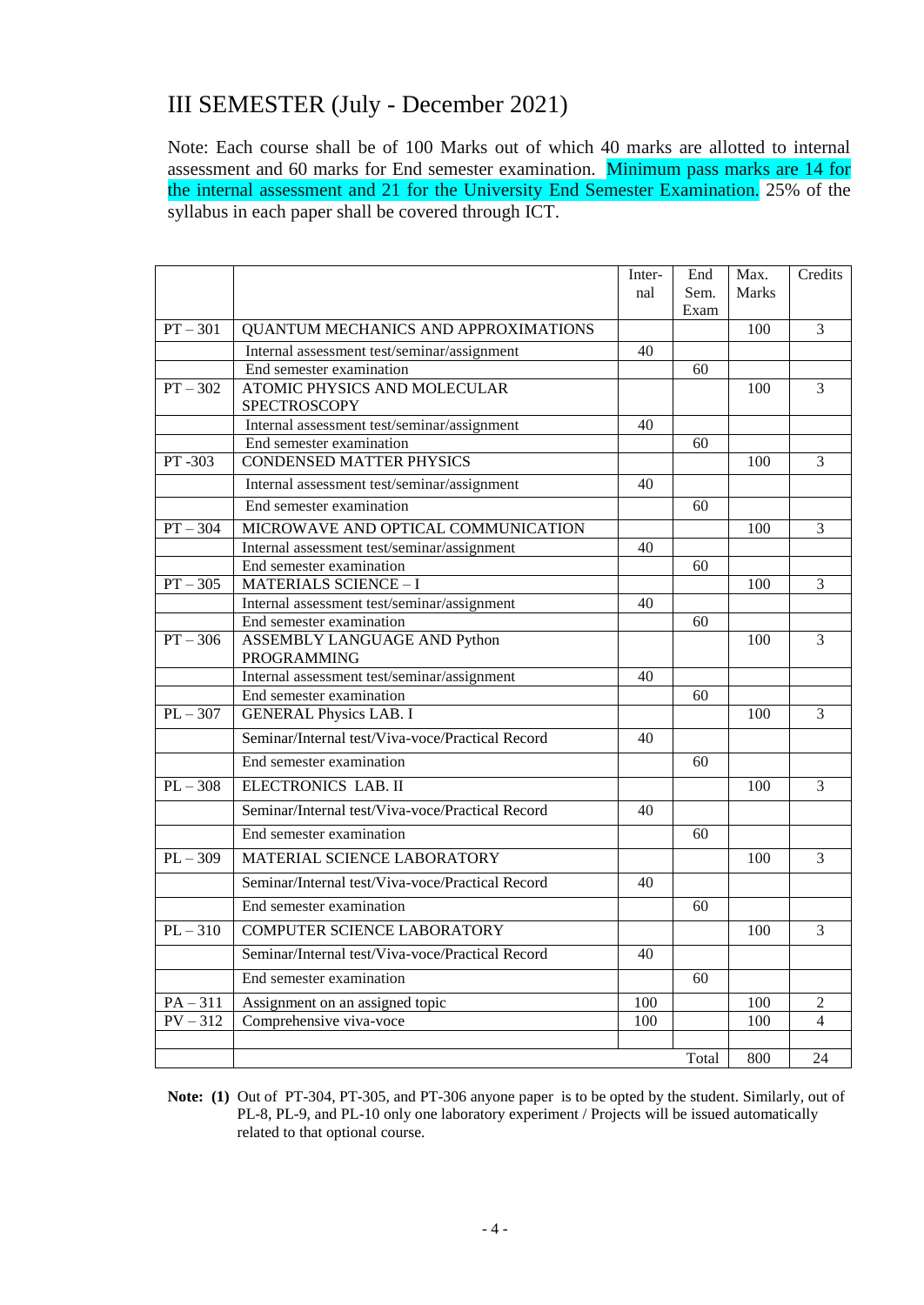# III SEMESTER (July - December 2021)

Note: Each course shall be of 100 Marks out of which 40 marks are allotted to internal assessment and 60 marks for End semester examination. Minimum pass marks are 14 for the internal assessment and 21 for the University End Semester Examination. 25% of the syllabus in each paper shall be covered through ICT.

| | | Inter-nal | End Sem. Exam | Max. Marks | Credits |
|---|---|---|---|---|---|
| PT – 301 | QUANTUM MECHANICS AND APPROXIMATIONS | | | 100 | 3 |
| | Internal assessment test/seminar/assignment | 40 | | | |
| | End semester examination | | 60 | | |
| PT – 302 | ATOMIC PHYSICS AND MOLECULAR SPECTROSCOPY | | | 100 | 3 |
| | Internal assessment test/seminar/assignment | 40 | | | |
| | End semester examination | | 60 | | |
| PT -303 | CONDENSED MATTER PHYSICS | | | 100 | 3 |
| | Internal assessment test/seminar/assignment | 40 | | | |
| | End semester examination | | 60 | | |
| PT – 304 | MICROWAVE AND OPTICAL COMMUNICATION | | | 100 | 3 |
| | Internal assessment test/seminar/assignment | 40 | | | |
| | End semester examination | | 60 | | |
| PT – 305 | MATERIALS SCIENCE – I | | | 100 | 3 |
| | Internal assessment test/seminar/assignment | 40 | | | |
| | End semester examination | | 60 | | |
| PT – 306 | ASSEMBLY LANGUAGE AND Python PROGRAMMING | | | 100 | 3 |
| | Internal assessment test/seminar/assignment | 40 | | | |
| | End semester examination | | 60 | | |
| PL – 307 | GENERAL Physics LAB. I | | | 100 | 3 |
| | Seminar/Internal test/Viva-voce/Practical Record | 40 | | | |
| | End semester examination | | 60 | | |
| PL – 308 | ELECTRONICS LAB. II | | | 100 | 3 |
| | Seminar/Internal test/Viva-voce/Practical Record | 40 | | | |
| | End semester examination | | 60 | | |
| PL – 309 | MATERIAL SCIENCE LABORATORY | | | 100 | 3 |
| | Seminar/Internal test/Viva-voce/Practical Record | 40 | | | |
| | End semester examination | | 60 | | |
| PL – 310 | COMPUTER SCIENCE LABORATORY | | | 100 | 3 |
| | Seminar/Internal test/Viva-voce/Practical Record | 40 | | | |
| | End semester examination | | 60 | | |
| PA – 311 | Assignment on an assigned topic | 100 | | 100 | 2 |
| PV – 312 | Comprehensive viva-voce | 100 | | 100 | 4 |
| | | | | | |
| | | | Total | 800 | 24 |

**Note: (1)** Out of PT-304, PT-305, and PT-306 anyone paper is to be opted by the student. Similarly, out of PL-8, PL-9, and PL-10 only one laboratory experiment / Projects will be issued automatically related to that optional course.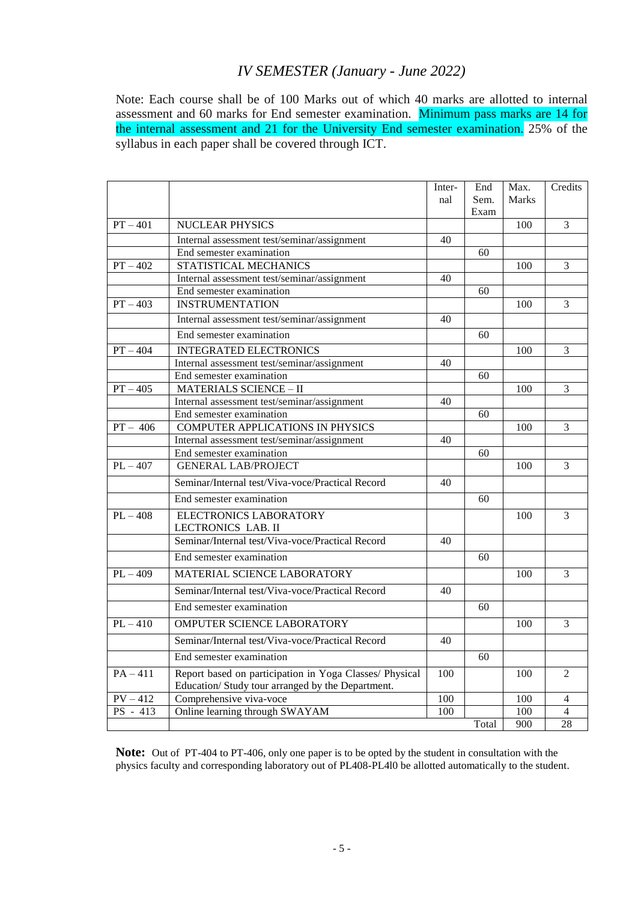## *IV SEMESTER (January - June 2022)*

Note: Each course shall be of 100 Marks out of which 40 marks are allotted to internal assessment and 60 marks for End semester examination. Minimum pass marks are 14 for the internal assessment and 21 for the University End semester examination. 25% of the syllabus in each paper shall be covered through ICT.

| | | Inter-nal | End Sem. Exam | Max. Marks | Credits |
|---|---|---|---|---|---|
| PT – 401 | NUCLEAR PHYSICS | | | 100 | 3 |
| | Internal assessment test/seminar/assignment | 40 | | | |
| | End semester examination | | 60 | | |
| PT – 402 | STATISTICAL MECHANICS | | | 100 | 3 |
| | Internal assessment test/seminar/assignment | 40 | | | |
| | End semester examination | | 60 | | |
| PT – 403 | INSTRUMENTATION | | | 100 | 3 |
| | Internal assessment test/seminar/assignment | 40 | | | |
| | End semester examination | | 60 | | |
| PT – 404 | INTEGRATED ELECTRONICS | | | 100 | 3 |
| | Internal assessment test/seminar/assignment | 40 | | | |
| | End semester examination | | 60 | | |
| PT – 405 | MATERIALS SCIENCE – II | | | 100 | 3 |
| | Internal assessment test/seminar/assignment | 40 | | | |
| | End semester examination | | 60 | | |
| PT – 406 | COMPUTER APPLICATIONS IN PHYSICS | | | 100 | 3 |
| | Internal assessment test/seminar/assignment | 40 | | | |
| | End semester examination | | 60 | | |
| PL – 407 | GENERAL LAB/PROJECT | | | 100 | 3 |
| | Seminar/Internal test/Viva-voce/Practical Record | 40 | | | |
| | End semester examination | | 60 | | |
| PL – 408 | ELECTRONICS LABORATORY LECTRONICS LAB. II | | | 100 | 3 |
| | Seminar/Internal test/Viva-voce/Practical Record | 40 | | | |
| | End semester examination | | 60 | | |
| PL – 409 | MATERIAL SCIENCE LABORATORY | | | 100 | 3 |
| | Seminar/Internal test/Viva-voce/Practical Record | 40 | | | |
| | End semester examination | | 60 | | |
| PL – 410 | OMPUTER SCIENCE LABORATORY | | | 100 | 3 |
| | Seminar/Internal test/Viva-voce/Practical Record | 40 | | | |
| | End semester examination | | 60 | | |
| PA – 411 | Report based on participation in Yoga Classes/ Physical Education/ Study tour arranged by the Department. | 100 | | 100 | 2 |
| PV – 412 | Comprehensive viva-voce | 100 | | 100 | 4 |
| PS - 413 | Online learning through SWAYAM | 100 | | 100 | 4 |
| | | | Total | 900 | 28 |

**Note:** Out of PT-404 to PT-406, only one paper is to be opted by the student in consultation with the physics faculty and corresponding laboratory out of PL408-PL4l0 be allotted automatically to the student.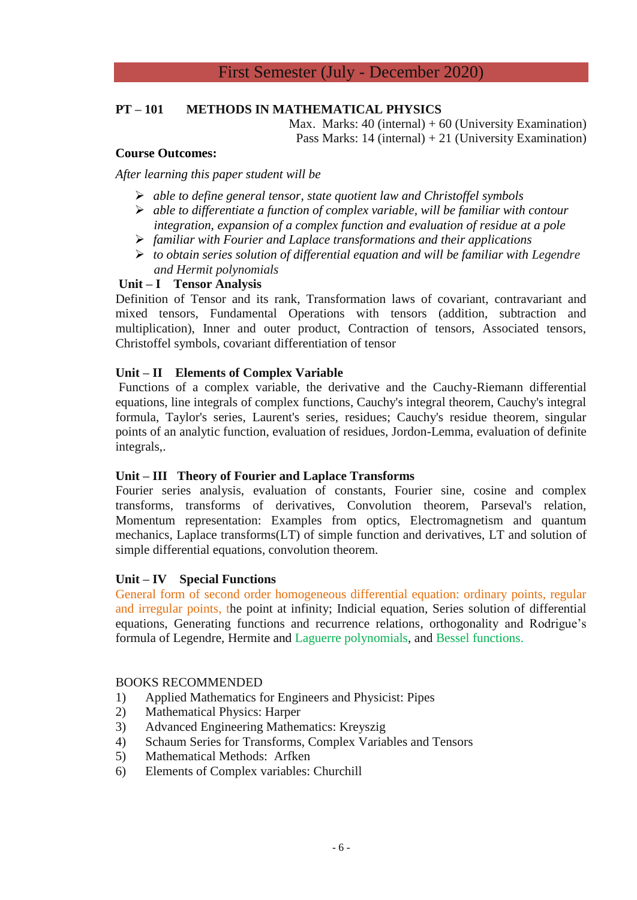## First Semester (July - December 2020)

**PT – 101 METHODS IN MATHEMATICAL PHYSICS**

Max. Marks: 40 (internal) + 60 (University Examination)
Pass Marks: 14 (internal) + 21 (University Examination)

**Course Outcomes:**

*After learning this paper student will be*

- *able to define general tensor, state quotient law and Christoffel symbols*
- *able to differentiate a function of complex variable, will be familiar with contour integration, expansion of a complex function and evaluation of residue at a pole*
- *familiar with Fourier and Laplace transformations and their applications*
- *to obtain series solution of differential equation and will be familiar with Legendre and Hermit polynomials*

**Unit – I Tensor Analysis**

Definition of Tensor and its rank, Transformation laws of covariant, contravariant and mixed tensors, Fundamental Operations with tensors (addition, subtraction and multiplication), Inner and outer product, Contraction of tensors, Associated tensors, Christoffel symbols, covariant differentiation of tensor

**Unit – II Elements of Complex Variable**

Functions of a complex variable, the derivative and the Cauchy-Riemann differential equations, line integrals of complex functions, Cauchy's integral theorem, Cauchy's integral formula, Taylor's series, Laurent's series, residues; Cauchy's residue theorem, singular points of an analytic function, evaluation of residues, Jordon-Lemma, evaluation of definite integrals,.

**Unit – III Theory of Fourier and Laplace Transforms**

Fourier series analysis, evaluation of constants, Fourier sine, cosine and complex transforms, transforms of derivatives, Convolution theorem, Parseval's relation, Momentum representation: Examples from optics, Electromagnetism and quantum mechanics, Laplace transforms(LT) of simple function and derivatives, LT and solution of simple differential equations, convolution theorem.

**Unit – IV Special Functions**

General form of second order homogeneous differential equation: ordinary points, regular and irregular points, the point at infinity; Indicial equation, Series solution of differential equations, Generating functions and recurrence relations, orthogonality and Rodrigue's formula of Legendre, Hermite and Laguerre polynomials, and Bessel functions.

BOOKS RECOMMENDED

1) Applied Mathematics for Engineers and Physicist: Pipes
2) Mathematical Physics: Harper
3) Advanced Engineering Mathematics: Kreyszig
4) Schaum Series for Transforms, Complex Variables and Tensors
5) Mathematical Methods: Arfken
6) Elements of Complex variables: Churchill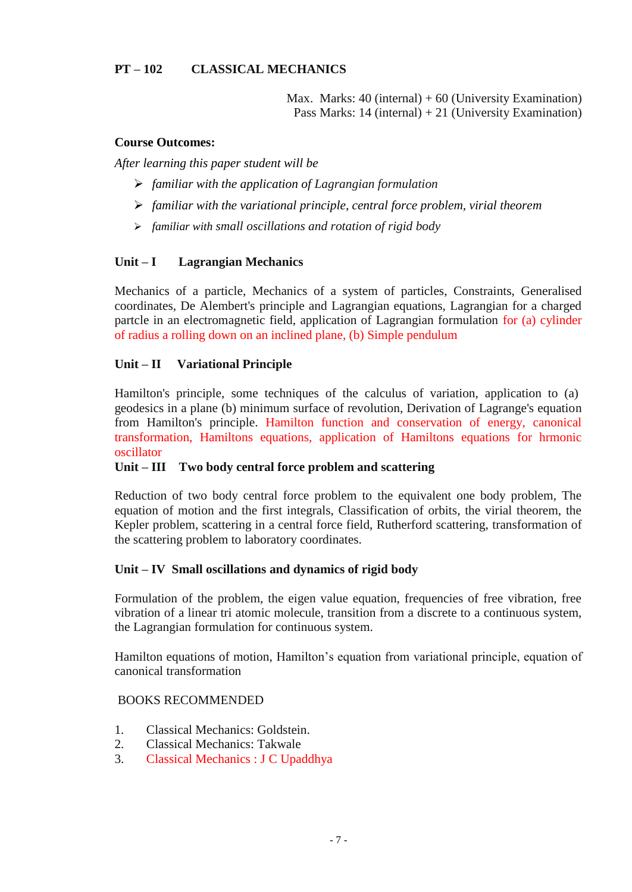**PT – 102    CLASSICAL MECHANICS**

Max. Marks: 40 (internal) + 60 (University Examination)
Pass Marks: 14 (internal) + 21 (University Examination)

**Course Outcomes:**

*After learning this paper student will be*

- *familiar with the application of Lagrangian formulation*
- *familiar with the variational principle, central force problem, virial theorem*
- *familiar with small oscillations and rotation of rigid body*

**Unit – I    Lagrangian Mechanics**

Mechanics of a particle, Mechanics of a system of particles, Constraints, Generalised coordinates, De Alembert's principle and Lagrangian equations, Lagrangian for a charged partcle in an electromagnetic field, application of Lagrangian formulation for (a) cylinder of radius a rolling down on an inclined plane, (b) Simple pendulum

**Unit – II    Variational Principle**

Hamilton's principle, some techniques of the calculus of variation, application to (a) geodesics in a plane (b) minimum surface of revolution, Derivation of Lagrange's equation from Hamilton's principle. Hamilton function and conservation of energy, canonical transformation, Hamiltons equations, application of Hamiltons equations for hrmonic oscillator

**Unit – III    Two body central force problem and scattering**

Reduction of two body central force problem to the equivalent one body problem, The equation of motion and the first integrals, Classification of orbits, the virial theorem, the Kepler problem, scattering in a central force field, Rutherford scattering, transformation of the scattering problem to laboratory coordinates.

**Unit – IV  Small oscillations and dynamics of rigid body**

Formulation of the problem, the eigen value equation, frequencies of free vibration, free vibration of a linear tri atomic molecule, transition from a discrete to a continuous system, the Lagrangian formulation for continuous system.

Hamilton equations of motion, Hamilton's equation from variational principle, equation of canonical transformation

BOOKS RECOMMENDED

1. Classical Mechanics: Goldstein.
2. Classical Mechanics: Takwale
3. Classical Mechanics : J C Upaddhya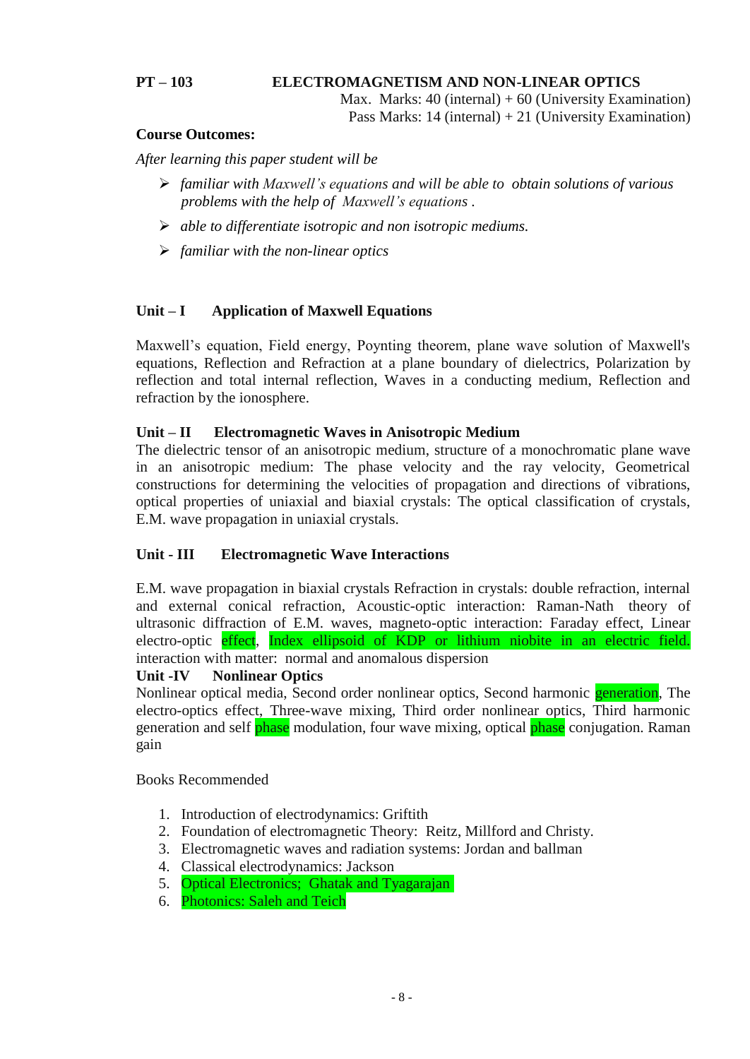**PT – 103 ELECTROMAGNETISM AND NON-LINEAR OPTICS**

Max. Marks: 40 (internal) + 60 (University Examination)
Pass Marks: 14 (internal) + 21 (University Examination)

**Course Outcomes:**

*After learning this paper student will be*

- *familiar with Maxwell's equations and will be able to obtain solutions of various problems with the help of Maxwell's equations .*
- *able to differentiate isotropic and non isotropic mediums.*
- *familiar with the non-linear optics*

**Unit – I Application of Maxwell Equations**

Maxwell's equation, Field energy, Poynting theorem, plane wave solution of Maxwell's equations, Reflection and Refraction at a plane boundary of dielectrics, Polarization by reflection and total internal reflection, Waves in a conducting medium, Reflection and refraction by the ionosphere.

**Unit – II Electromagnetic Waves in Anisotropic Medium**

The dielectric tensor of an anisotropic medium, structure of a monochromatic plane wave in an anisotropic medium: The phase velocity and the ray velocity, Geometrical constructions for determining the velocities of propagation and directions of vibrations, optical properties of uniaxial and biaxial crystals: The optical classification of crystals, E.M. wave propagation in uniaxial crystals.

**Unit - III Electromagnetic Wave Interactions**

E.M. wave propagation in biaxial crystals Refraction in crystals: double refraction, internal and external conical refraction, Acoustic-optic interaction: Raman-Nath theory of ultrasonic diffraction of E.M. waves, magneto-optic interaction: Faraday effect, Linear electro-optic effect, Index ellipsoid of KDP or lithium niobite in an electric field. interaction with matter: normal and anomalous dispersion

**Unit -IV Nonlinear Optics**

Nonlinear optical media, Second order nonlinear optics, Second harmonic generation, The electro-optics effect, Three-wave mixing, Third order nonlinear optics, Third harmonic generation and self phase modulation, four wave mixing, optical phase conjugation. Raman gain

Books Recommended

1. Introduction of electrodynamics: Grifitih
2. Foundation of electromagnetic Theory: Reitz, Millford and Christy.
3. Electromagnetic waves and radiation systems: Jordan and ballman
4. Classical electrodynamics: Jackson
5. Optical Electronics; Ghatak and Tyagarajan
6. Photonics: Saleh and Teich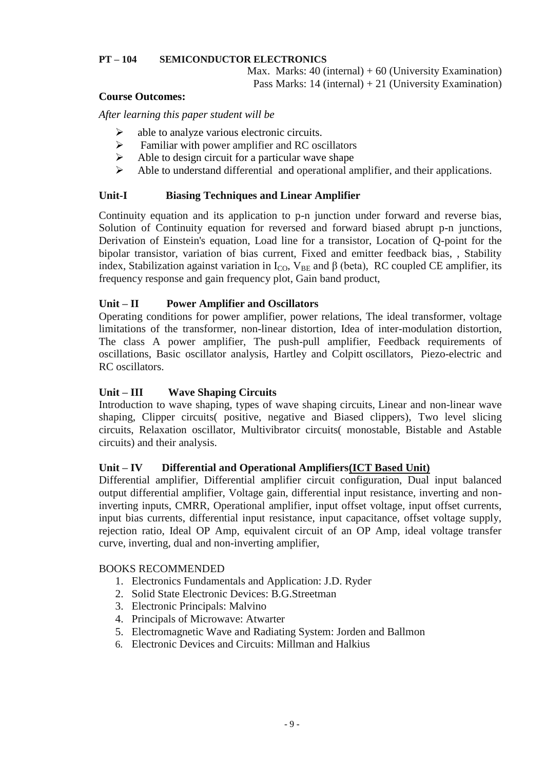**PT – 104 SEMICONDUCTOR ELECTRONICS**

Max. Marks: 40 (internal) + 60 (University Examination)
Pass Marks: 14 (internal) + 21 (University Examination)

**Course Outcomes:**

*After learning this paper student will be*

- able to analyze various electronic circuits.
- Familiar with power amplifier and RC oscillators
- Able to design circuit for a particular wave shape
- Able to understand differential and operational amplifier, and their applications.

**Unit-I Biasing Techniques and Linear Amplifier**

Continuity equation and its application to p-n junction under forward and reverse bias, Solution of Continuity equation for reversed and forward biased abrupt p-n junctions, Derivation of Einstein's equation, Load line for a transistor, Location of Q-point for the bipolar transistor, variation of bias current, Fixed and emitter feedback bias, , Stability index, Stabilization against variation in $I_{CO}$, $V_{BE}$ and $\beta$ (beta), RC coupled CE amplifier, its frequency response and gain frequency plot, Gain band product,

**Unit – II Power Amplifier and Oscillators**

Operating conditions for power amplifier, power relations, The ideal transformer, voltage limitations of the transformer, non-linear distortion, Idea of inter-modulation distortion, The class A power amplifier, The push-pull amplifier, Feedback requirements of oscillations, Basic oscillator analysis, Hartley and Colpitt oscillators, Piezo-electric and RC oscillators.

**Unit – III Wave Shaping Circuits**

Introduction to wave shaping, types of wave shaping circuits, Linear and non-linear wave shaping, Clipper circuits( positive, negative and Biased clippers), Two level slicing circuits, Relaxation oscillator, Multivibrator circuits( monostable, Bistable and Astable circuits) and their analysis.

**Unit – IV Differential and Operational Amplifiers<u>(ICT Based Unit)</u>**

Differential amplifier, Differential amplifier circuit configuration, Dual input balanced output differential amplifier, Voltage gain, differential input resistance, inverting and non-inverting inputs, CMRR, Operational amplifier, input offset voltage, input offset currents, input bias currents, differential input resistance, input capacitance, offset voltage supply, rejection ratio, Ideal OP Amp, equivalent circuit of an OP Amp, ideal voltage transfer curve, inverting, dual and non-inverting amplifier,

BOOKS RECOMMENDED

1. Electronics Fundamentals and Application: J.D. Ryder
2. Solid State Electronic Devices: B.G.Streetman
3. Electronic Principals: Malvino
4. Principals of Microwave: Atwarter
5. Electromagnetic Wave and Radiating System: Jorden and Ballmon
6. Electronic Devices and Circuits: Millman and Halkius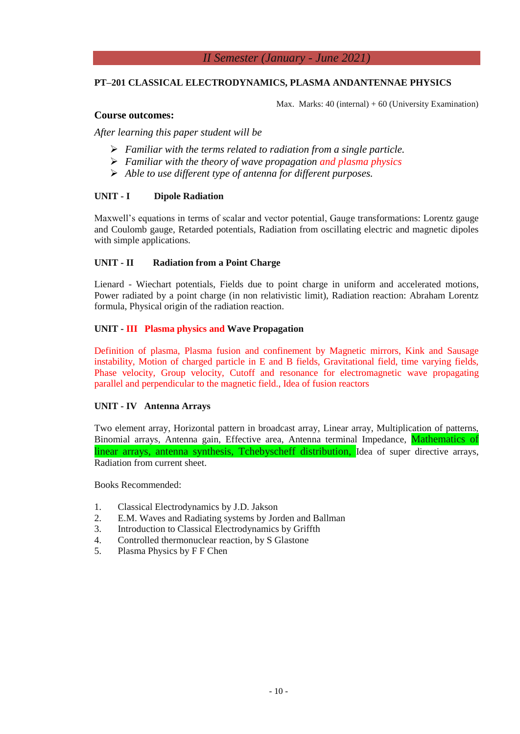## II Semester (January - June 2021)

**PT–201 CLASSICAL ELECTRODYNAMICS, PLASMA ANDANTENNAE PHYSICS**

Max. Marks: 40 (internal) + 60 (University Examination)

**Course outcomes:**

*After learning this paper student will be*

- *Familiar with the terms related to radiation from a single particle.*
- *Familiar with the theory of wave propagation and plasma physics*
- *Able to use different type of antenna for different purposes.*

**UNIT - I Dipole Radiation**

Maxwell's equations in terms of scalar and vector potential, Gauge transformations: Lorentz gauge and Coulomb gauge, Retarded potentials, Radiation from oscillating electric and magnetic dipoles with simple applications.

**UNIT - II Radiation from a Point Charge**

Lienard - Wiechart potentials, Fields due to point charge in uniform and accelerated motions, Power radiated by a point charge (in non relativistic limit), Radiation reaction: Abraham Lorentz formula, Physical origin of the radiation reaction.

**UNIT - III Plasma physics and Wave Propagation**

Definition of plasma, Plasma fusion and confinement by Magnetic mirrors, Kink and Sausage instability, Motion of charged particle in E and B fields, Gravitational field, time varying fields, Phase velocity, Group velocity, Cutoff and resonance for electromagnetic wave propagating parallel and perpendicular to the magnetic field., Idea of fusion reactors

**UNIT - IV Antenna Arrays**

Two element array, Horizontal pattern in broadcast array, Linear array, Multiplication of patterns, Binomial arrays, Antenna gain, Effective area, Antenna terminal Impedance, Mathematics of linear arrays, antenna synthesis, Tchebyscheff distribution, Idea of super directive arrays, Radiation from current sheet.

Books Recommended:

1. Classical Electrodynamics by J.D. Jakson
2. E.M. Waves and Radiating systems by Jorden and Ballman
3. Introduction to Classical Electrodynamics by Griffth
4. Controlled thermonuclear reaction, by S Glastone
5. Plasma Physics by F F Chen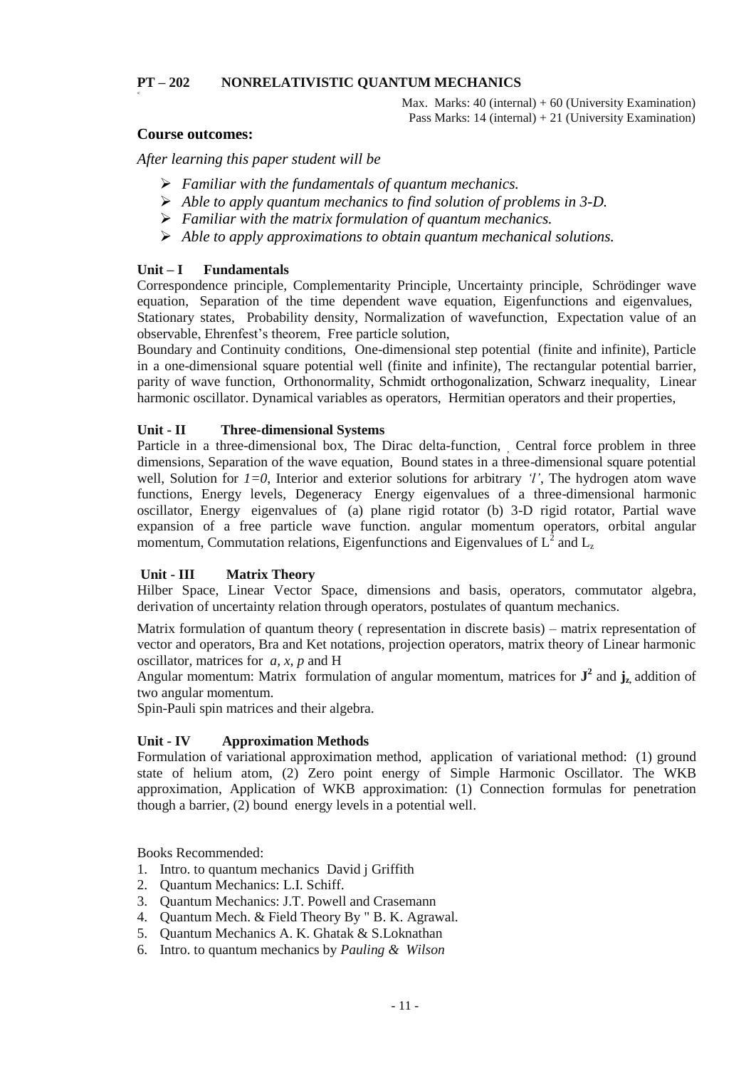## PT – 202 NONRELATIVISTIC QUANTUM MECHANICS

Max. Marks: 40 (internal) + 60 (University Examination)
Pass Marks: 14 (internal) + 21 (University Examination)

### Course outcomes:

*After learning this paper student will be*

- *Familiar with the fundamentals of quantum mechanics.*
- *Able to apply quantum mechanics to find solution of problems in 3-D.*
- *Familiar with the matrix formulation of quantum mechanics.*
- *Able to apply approximations to obtain quantum mechanical solutions.*

### Unit – I Fundamentals

Correspondence principle, Complementarity Principle, Uncertainty principle, Schrödinger wave equation, Separation of the time dependent wave equation, Eigenfunctions and eigenvalues, Stationary states, Probability density, Normalization of wavefunction, Expectation value of an observable, Ehrenfest's theorem, Free particle solution,

Boundary and Continuity conditions, One-dimensional step potential (finite and infinite), Particle in a one-dimensional square potential well (finite and infinite), The rectangular potential barrier, parity of wave function, Orthonormality, Schmidt orthogonalization, Schwarz inequality, Linear harmonic oscillator. Dynamical variables as operators, Hermitian operators and their properties,

### Unit - II Three-dimensional Systems

Particle in a three-dimensional box, The Dirac delta-function, Central force problem in three dimensions, Separation of the wave equation, Bound states in a three-dimensional square potential well, Solution for $l=0$, Interior and exterior solutions for arbitrary *'l'*, The hydrogen atom wave functions, Energy levels, Degeneracy Energy eigenvalues of a three-dimensional harmonic oscillator, Energy eigenvalues of (a) plane rigid rotator (b) 3-D rigid rotator, Partial wave expansion of a free particle wave function. angular momentum operators, orbital angular momentum, Commutation relations, Eigenfunctions and Eigenvalues of $L^2$ and $L_z$

### Unit - III Matrix Theory

Hilber Space, Linear Vector Space, dimensions and basis, operators, commutator algebra, derivation of uncertainty relation through operators, postulates of quantum mechanics.

Matrix formulation of quantum theory ( representation in discrete basis) – matrix representation of vector and operators, Bra and Ket notations, projection operators, matrix theory of Linear harmonic oscillator, matrices for *a, x, p* and H

Angular momentum: Matrix formulation of angular momentum, matrices for $\mathbf{J}^2$ and $\mathbf{j}_z$, addition of two angular momentum.

Spin-Pauli spin matrices and their algebra.

### Unit - IV Approximation Methods

Formulation of variational approximation method, application of variational method: (1) ground state of helium atom, (2) Zero point energy of Simple Harmonic Oscillator. The WKB approximation, Application of WKB approximation: (1) Connection formulas for penetration though a barrier, (2) bound energy levels in a potential well.

Books Recommended:

1. Intro. to quantum mechanics David j Griffith
2. Quantum Mechanics: L.I. Schiff.
3. Quantum Mechanics: J.T. Powell and Crasemann
4. Quantum Mech. & Field Theory By " B. K. Agrawal.
5. Quantum Mechanics A. K. Ghatak & S.Loknathan
6. Intro. to quantum mechanics by *Pauling & Wilson*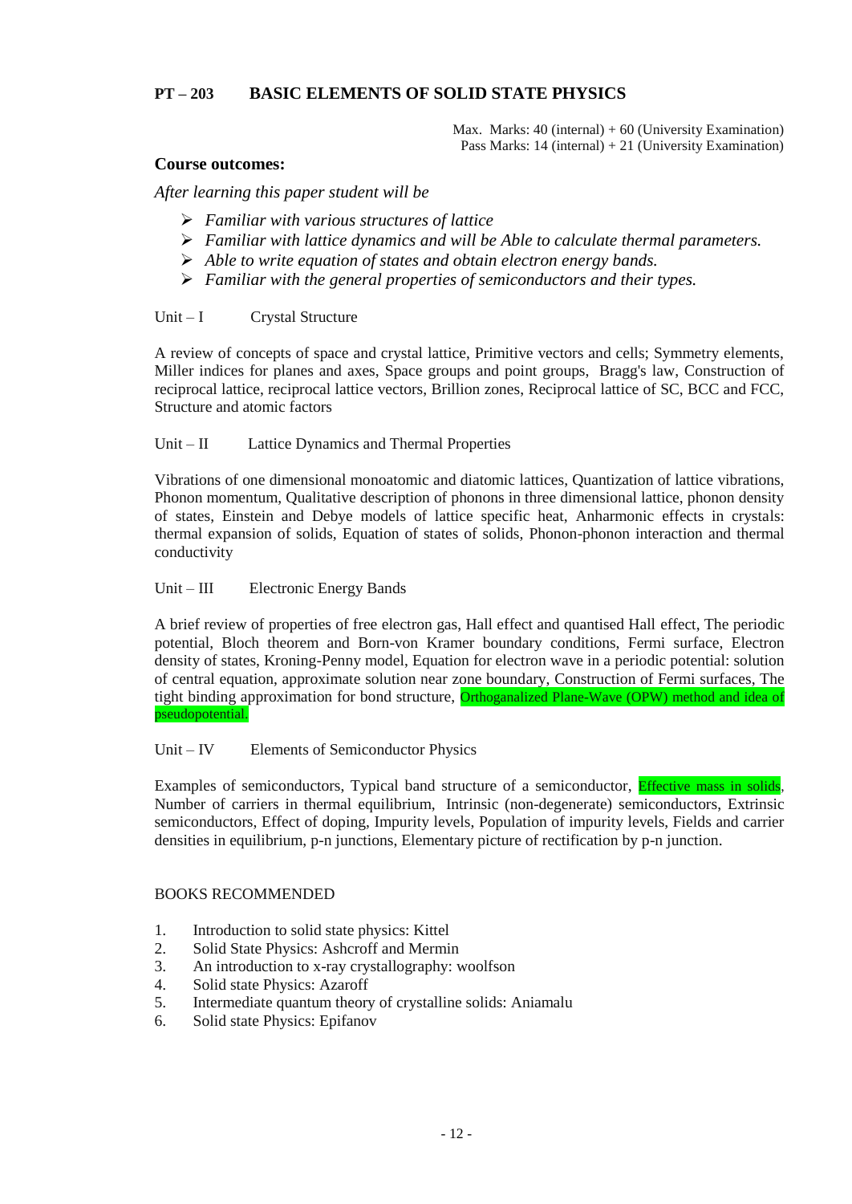## PT – 203 BASIC ELEMENTS OF SOLID STATE PHYSICS

Max. Marks: 40 (internal) + 60 (University Examination)
Pass Marks: 14 (internal) + 21 (University Examination)

### Course outcomes:

*After learning this paper student will be*

- *Familiar with various structures of lattice*
- *Familiar with lattice dynamics and will be Able to calculate thermal parameters.*
- *Able to write equation of states and obtain electron energy bands.*
- *Familiar with the general properties of semiconductors and their types.*

Unit – I Crystal Structure

A review of concepts of space and crystal lattice, Primitive vectors and cells; Symmetry elements, Miller indices for planes and axes, Space groups and point groups, Bragg's law, Construction of reciprocal lattice, reciprocal lattice vectors, Brillion zones, Reciprocal lattice of SC, BCC and FCC, Structure and atomic factors

Unit – II Lattice Dynamics and Thermal Properties

Vibrations of one dimensional monoatomic and diatomic lattices, Quantization of lattice vibrations, Phonon momentum, Qualitative description of phonons in three dimensional lattice, phonon density of states, Einstein and Debye models of lattice specific heat, Anharmonic effects in crystals: thermal expansion of solids, Equation of states of solids, Phonon-phonon interaction and thermal conductivity

Unit – III Electronic Energy Bands

A brief review of properties of free electron gas, Hall effect and quantised Hall effect, The periodic potential, Bloch theorem and Born-von Kramer boundary conditions, Fermi surface, Electron density of states, Kroning-Penny model, Equation for electron wave in a periodic potential: solution of central equation, approximate solution near zone boundary, Construction of Fermi surfaces, The tight binding approximation for bond structure, Orthoganalized Plane-Wave (OPW) method and idea of pseudopotential.

Unit – IV Elements of Semiconductor Physics

Examples of semiconductors, Typical band structure of a semiconductor, Effective mass in solids, Number of carriers in thermal equilibrium, Intrinsic (non-degenerate) semiconductors, Extrinsic semiconductors, Effect of doping, Impurity levels, Population of impurity levels, Fields and carrier densities in equilibrium, p-n junctions, Elementary picture of rectification by p-n junction.

BOOKS RECOMMENDED

1. Introduction to solid state physics: Kittel
2. Solid State Physics: Ashcroff and Mermin
3. An introduction to x-ray crystallography: woolfson
4. Solid state Physics: Azaroff
5. Intermediate quantum theory of crystalline solids: Aniamalu
6. Solid state Physics: Epifanov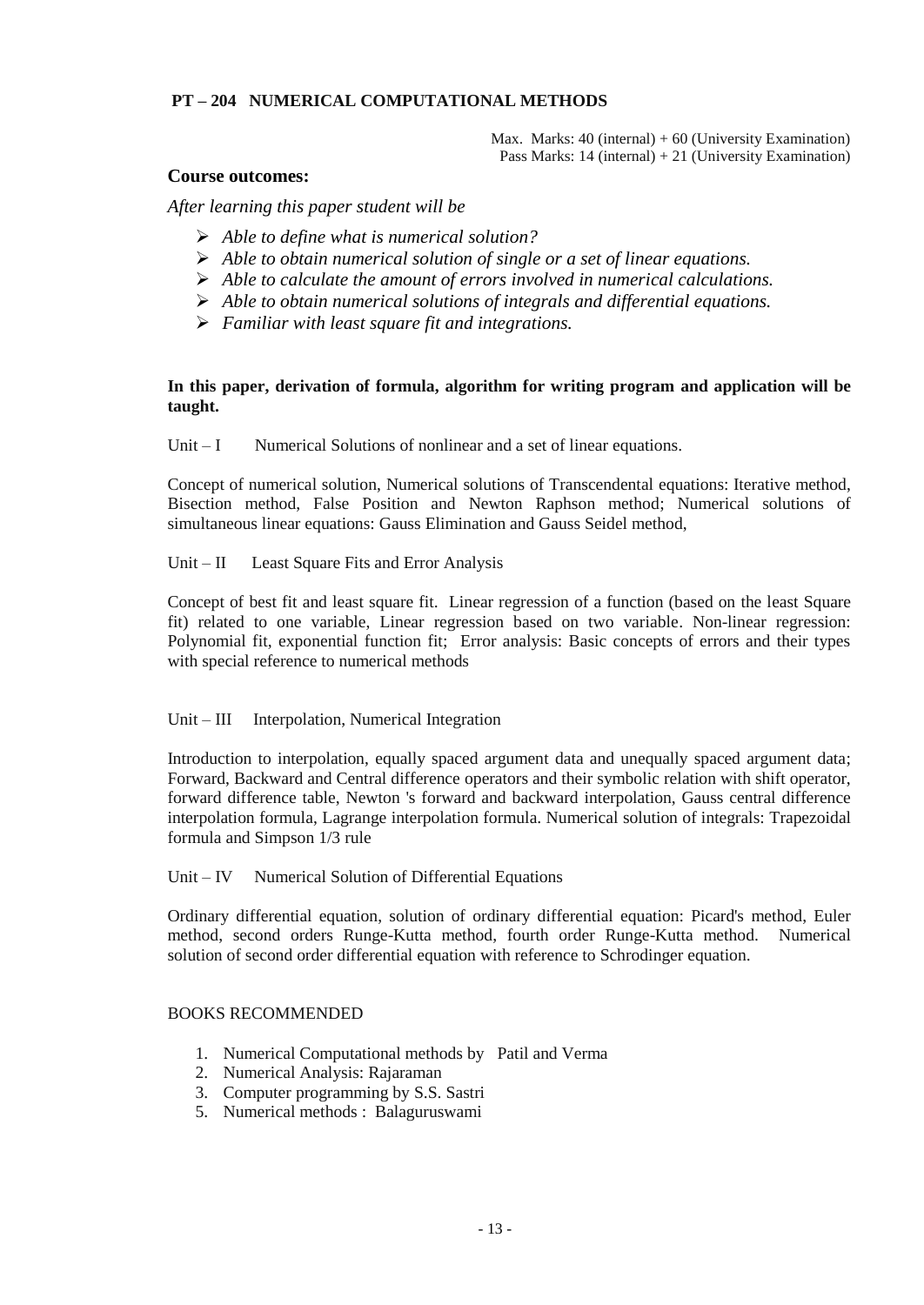## PT – 204 NUMERICAL COMPUTATIONAL METHODS

Max. Marks: 40 (internal) + 60 (University Examination)
Pass Marks: 14 (internal) + 21 (University Examination)

### Course outcomes:

*After learning this paper student will be*

- *Able to define what is numerical solution?*
- *Able to obtain numerical solution of single or a set of linear equations.*
- *Able to calculate the amount of errors involved in numerical calculations.*
- *Able to obtain numerical solutions of integrals and differential equations.*
- *Familiar with least square fit and integrations.*

**In this paper, derivation of formula, algorithm for writing program and application will be taught.**

Unit – I Numerical Solutions of nonlinear and a set of linear equations.

Concept of numerical solution, Numerical solutions of Transcendental equations: Iterative method, Bisection method, False Position and Newton Raphson method; Numerical solutions of simultaneous linear equations: Gauss Elimination and Gauss Seidel method,

Unit – II Least Square Fits and Error Analysis

Concept of best fit and least square fit. Linear regression of a function (based on the least Square fit) related to one variable, Linear regression based on two variable. Non-linear regression: Polynomial fit, exponential function fit; Error analysis: Basic concepts of errors and their types with special reference to numerical methods

Unit – III Interpolation, Numerical Integration

Introduction to interpolation, equally spaced argument data and unequally spaced argument data; Forward, Backward and Central difference operators and their symbolic relation with shift operator, forward difference table, Newton 's forward and backward interpolation, Gauss central difference interpolation formula, Lagrange interpolation formula. Numerical solution of integrals: Trapezoidal formula and Simpson 1/3 rule

Unit – IV Numerical Solution of Differential Equations

Ordinary differential equation, solution of ordinary differential equation: Picard's method, Euler method, second orders Runge-Kutta method, fourth order Runge-Kutta method. Numerical solution of second order differential equation with reference to Schrodinger equation.

BOOKS RECOMMENDED

1. Numerical Computational methods by Patil and Verma
2. Numerical Analysis: Rajaraman
3. Computer programming by S.S. Sastri
5. Numerical methods : Balaguruswami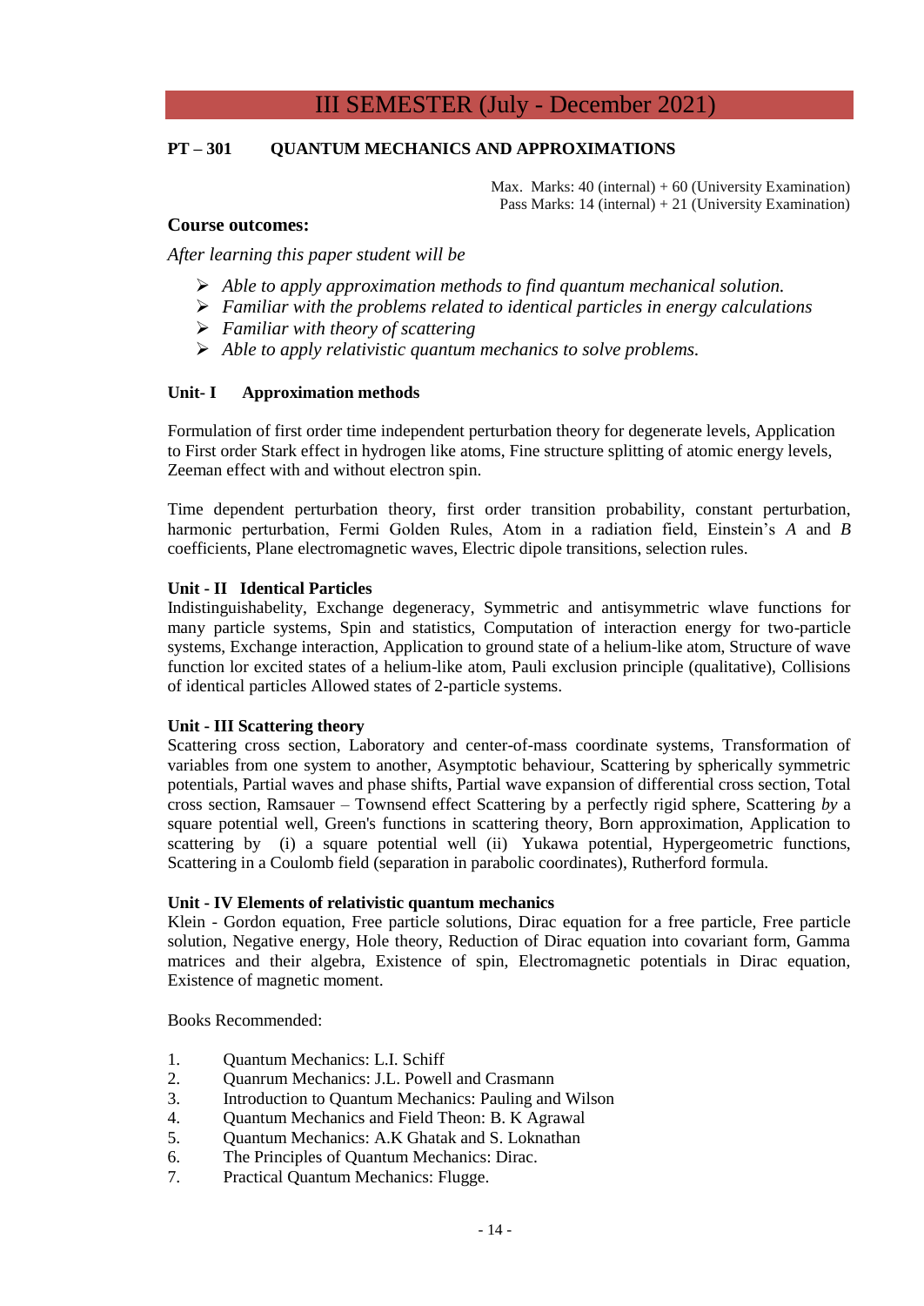# III SEMESTER (July - December 2021)

**PT – 301 QUANTUM MECHANICS AND APPROXIMATIONS**

Max. Marks: 40 (internal) + 60 (University Examination)
Pass Marks: 14 (internal) + 21 (University Examination)

**Course outcomes:**

*After learning this paper student will be*

- *Able to apply approximation methods to find quantum mechanical solution.*
- *Familiar with the problems related to identical particles in energy calculations*
- *Familiar with theory of scattering*
- *Able to apply relativistic quantum mechanics to solve problems.*

**Unit- I Approximation methods**

Formulation of first order time independent perturbation theory for degenerate levels, Application to First order Stark effect in hydrogen like atoms, Fine structure splitting of atomic energy levels, Zeeman effect with and without electron spin.

Time dependent perturbation theory, first order transition probability, constant perturbation, harmonic perturbation, Fermi Golden Rules, Atom in a radiation field, Einstein's *A* and *B* coefficients, Plane electromagnetic waves, Electric dipole transitions, selection rules.

**Unit - II Identical Particles**

Indistinguishabelity, Exchange degeneracy, Symmetric and antisymmetric wlave functions for many particle systems, Spin and statistics, Computation of interaction energy for two-particle systems, Exchange interaction, Application to ground state of a helium-like atom, Structure of wave function lor excited states of a helium-like atom, Pauli exclusion principle (qualitative), Collisions of identical particles Allowed states of 2-particle systems.

**Unit - III Scattering theory**

Scattering cross section, Laboratory and center-of-mass coordinate systems, Transformation of variables from one system to another, Asymptotic behaviour, Scattering by spherically symmetric potentials, Partial waves and phase shifts, Partial wave expansion of differential cross section, Total cross section, Ramsauer – Townsend effect Scattering by a perfectly rigid sphere, Scattering *by* a square potential well, Green's functions in scattering theory, Born approximation, Application to scattering by (i) a square potential well (ii) Yukawa potential, Hypergeometric functions, Scattering in a Coulomb field (separation in parabolic coordinates), Rutherford formula.

**Unit - IV Elements of relativistic quantum mechanics**

Klein - Gordon equation, Free particle solutions, Dirac equation for a free particle, Free particle solution, Negative energy, Hole theory, Reduction of Dirac equation into covariant form, Gamma matrices and their algebra, Existence of spin, Electromagnetic potentials in Dirac equation, Existence of magnetic moment.

Books Recommended:

1. Quantum Mechanics: L.I. Schiff
2. Quanrum Mechanics: J.L. Powell and Crasmann
3. Introduction to Quantum Mechanics: Pauling and Wilson
4. Quantum Mechanics and Field Theon: B. K Agrawal
5. Quantum Mechanics: A.K Ghatak and S. Loknathan
6. The Principles of Quantum Mechanics: Dirac.
7. Practical Quantum Mechanics: Flugge.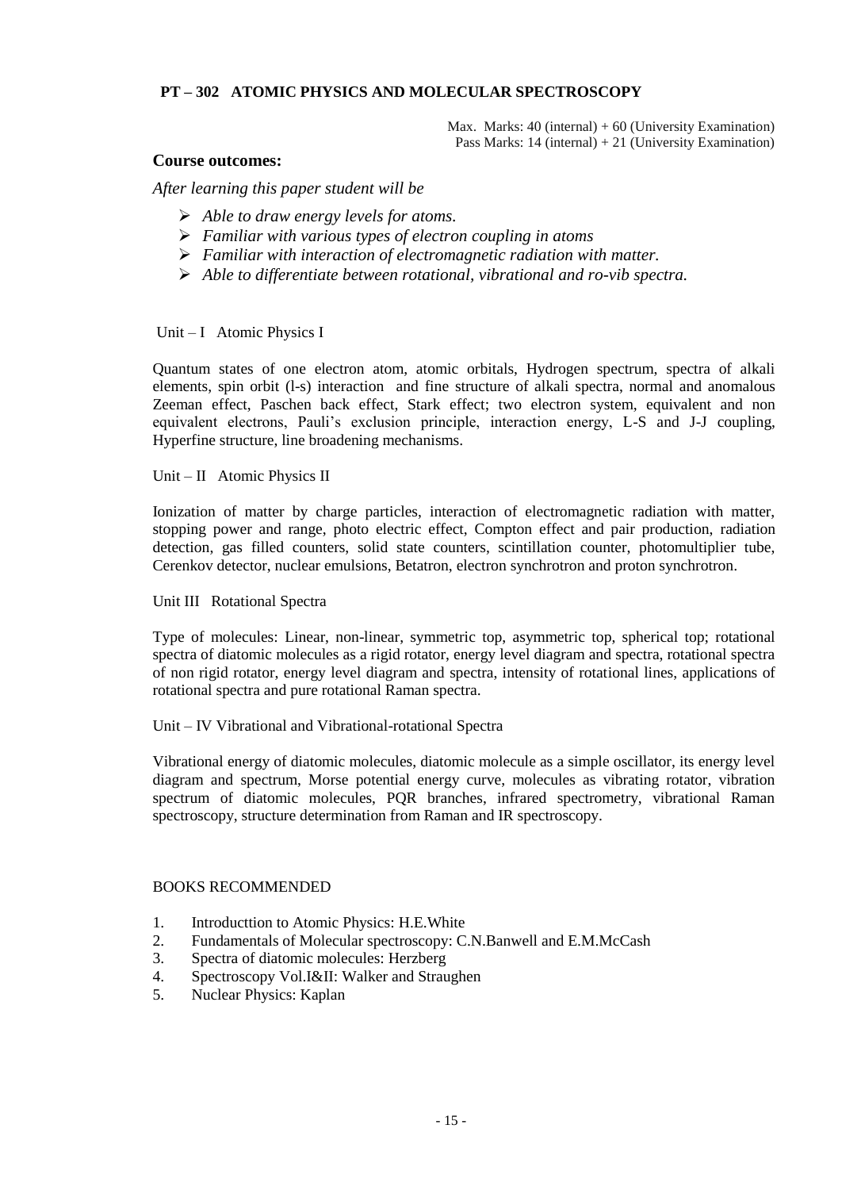## PT – 302 ATOMIC PHYSICS AND MOLECULAR SPECTROSCOPY

Max. Marks: 40 (internal) + 60 (University Examination)
Pass Marks: 14 (internal) + 21 (University Examination)

**Course outcomes:**

*After learning this paper student will be*

- *Able to draw energy levels for atoms.*
- *Familiar with various types of electron coupling in atoms*
- *Familiar with interaction of electromagnetic radiation with matter.*
- *Able to differentiate between rotational, vibrational and ro-vib spectra.*

Unit – I Atomic Physics I

Quantum states of one electron atom, atomic orbitals, Hydrogen spectrum, spectra of alkali elements, spin orbit (l-s) interaction and fine structure of alkali spectra, normal and anomalous Zeeman effect, Paschen back effect, Stark effect; two electron system, equivalent and non equivalent electrons, Pauli's exclusion principle, interaction energy, L-S and J-J coupling, Hyperfine structure, line broadening mechanisms.

Unit – II Atomic Physics II

Ionization of matter by charge particles, interaction of electromagnetic radiation with matter, stopping power and range, photo electric effect, Compton effect and pair production, radiation detection, gas filled counters, solid state counters, scintillation counter, photomultiplier tube, Cerenkov detector, nuclear emulsions, Betatron, electron synchrotron and proton synchrotron.

Unit III Rotational Spectra

Type of molecules: Linear, non-linear, symmetric top, asymmetric top, spherical top; rotational spectra of diatomic molecules as a rigid rotator, energy level diagram and spectra, rotational spectra of non rigid rotator, energy level diagram and spectra, intensity of rotational lines, applications of rotational spectra and pure rotational Raman spectra.

Unit – IV Vibrational and Vibrational-rotational Spectra

Vibrational energy of diatomic molecules, diatomic molecule as a simple oscillator, its energy level diagram and spectrum, Morse potential energy curve, molecules as vibrating rotator, vibration spectrum of diatomic molecules, PQR branches, infrared spectrometry, vibrational Raman spectroscopy, structure determination from Raman and IR spectroscopy.

BOOKS RECOMMENDED

1. Introducttion to Atomic Physics: H.E.White
2. Fundamentals of Molecular spectroscopy: C.N.Banwell and E.M.McCash
3. Spectra of diatomic molecules: Herzberg
4. Spectroscopy Vol.I&II: Walker and Straughen
5. Nuclear Physics: Kaplan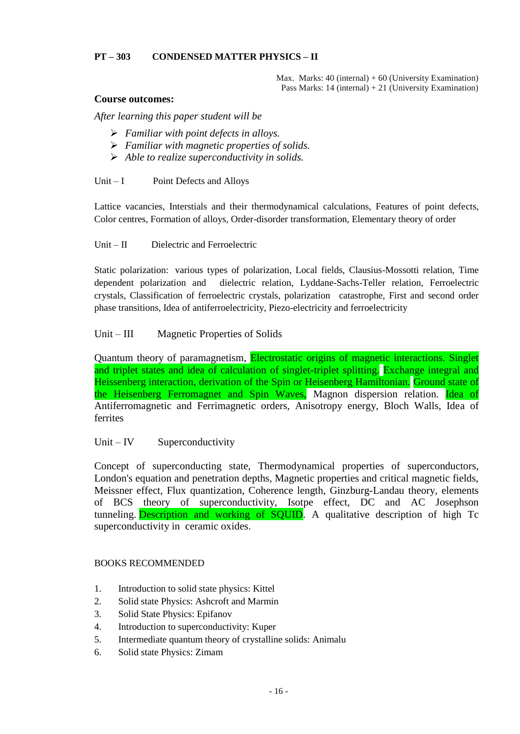**PT – 303 CONDENSED MATTER PHYSICS – II**

Max. Marks: 40 (internal) + 60 (University Examination)
Pass Marks: 14 (internal) + 21 (University Examination)

**Course outcomes:**

*After learning this paper student will be*

- *Familiar with point defects in alloys.*
- *Familiar with magnetic properties of solids.*
- *Able to realize superconductivity in solids.*

Unit – I Point Defects and Alloys

Lattice vacancies, Interstials and their thermodynamical calculations, Features of point defects, Color centres, Formation of alloys, Order-disorder transformation, Elementary theory of order

Unit – II Dielectric and Ferroelectric

Static polarization: various types of polarization, Local fields, Clausius-Mossotti relation, Time dependent polarization and dielectric relation, Lyddane-Sachs-Teller relation, Ferroelectric crystals, Classification of ferroelectric crystals, polarization catastrophe, First and second order phase transitions, Idea of antiferroelectricity, Piezo-electricity and ferroelectricity

Unit – III Magnetic Properties of Solids

Quantum theory of paramagnetism, Electrostatic origins of magnetic interactions. Singlet and triplet states and idea of calculation of singlet-triplet splitting. Exchange integral and Heissenberg interaction, derivation of the Spin or Heisenberg Hamiltonian. Ground state of the Heisenberg Ferromagnet and Spin Waves, Magnon dispersion relation. Idea of Antiferromagnetic and Ferrimagnetic orders, Anisotropy energy, Bloch Walls, Idea of ferrites

Unit – IV Superconductivity

Concept of superconducting state, Thermodynamical properties of superconductors, London's equation and penetration depths, Magnetic properties and critical magnetic fields, Meissner effect, Flux quantization, Coherence length, Ginzburg-Landau theory, elements of BCS theory of superconductivity, Isotpe effect, DC and AC Josephson tunneling. Description and working of SQUID. A qualitative description of high Tc superconductivity in ceramic oxides.

BOOKS RECOMMENDED

1. Introduction to solid state physics: Kittel
2. Solid state Physics: Ashcroft and Marmin
3. Solid State Physics: Epifanov
4. Introduction to superconductivity: Kuper
5. Intermediate quantum theory of crystalline solids: Animalu
6. Solid state Physics: Zimam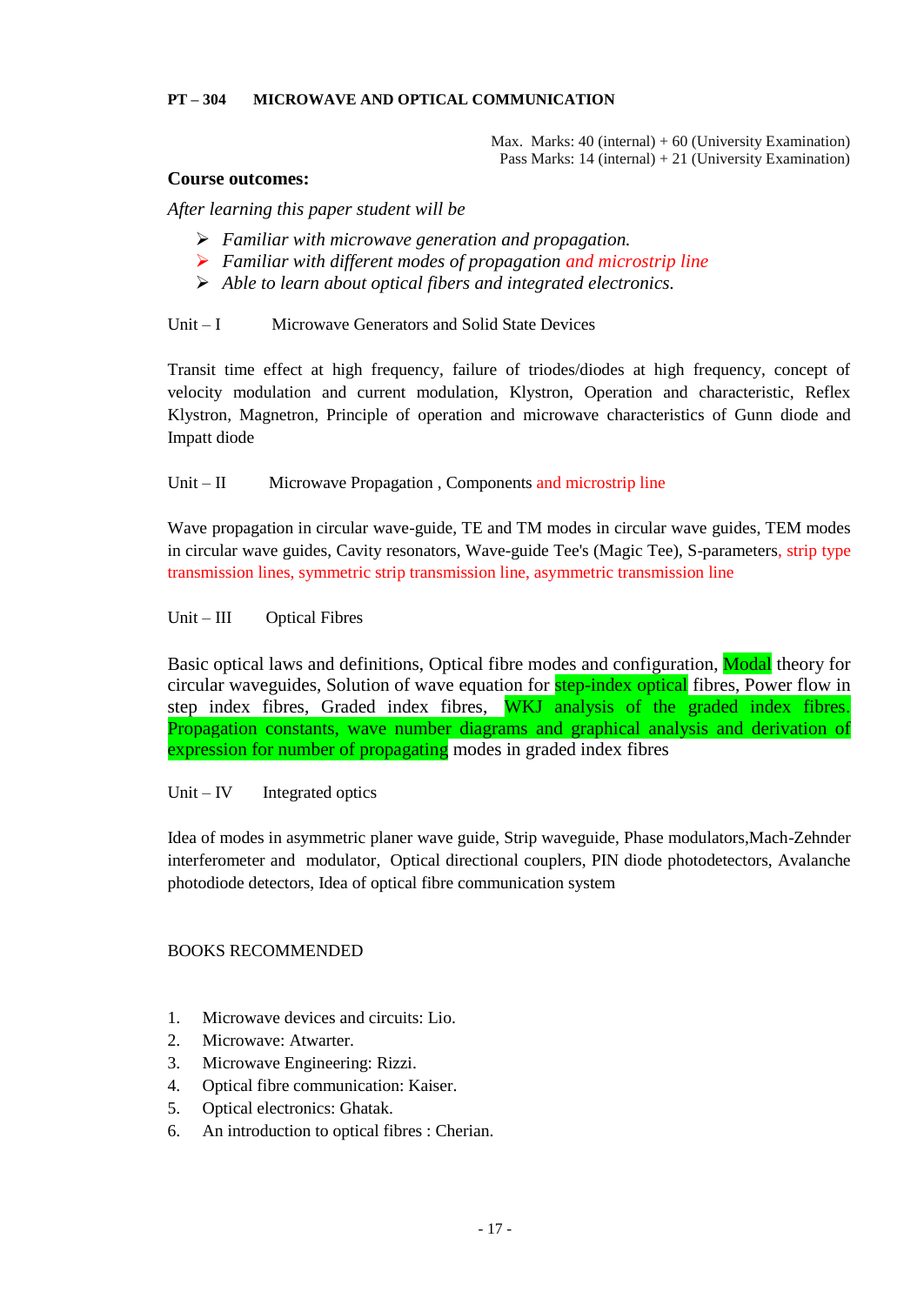**PT – 304 MICROWAVE AND OPTICAL COMMUNICATION**

Max. Marks: 40 (internal) + 60 (University Examination)
Pass Marks: 14 (internal) + 21 (University Examination)

**Course outcomes:**

*After learning this paper student will be*

- *Familiar with microwave generation and propagation.*
- *Familiar with different modes of propagation and microstrip line*
- *Able to learn about optical fibers and integrated electronics.*

Unit – I Microwave Generators and Solid State Devices

Transit time effect at high frequency, failure of triodes/diodes at high frequency, concept of velocity modulation and current modulation, Klystron, Operation and characteristic, Reflex Klystron, Magnetron, Principle of operation and microwave characteristics of Gunn diode and Impatt diode

Unit – II Microwave Propagation , Components and microstrip line

Wave propagation in circular wave-guide, TE and TM modes in circular wave guides, TEM modes in circular wave guides, Cavity resonators, Wave-guide Tee's (Magic Tee), S-parameters, strip type transmission lines, symmetric strip transmission line, asymmetric transmission line

Unit – III Optical Fibres

Basic optical laws and definitions, Optical fibre modes and configuration, Modal theory for circular waveguides, Solution of wave equation for step-index optical fibres, Power flow in step index fibres, Graded index fibres, WKJ analysis of the graded index fibres. Propagation constants, wave number diagrams and graphical analysis and derivation of expression for number of propagating modes in graded index fibres

Unit – IV Integrated optics

Idea of modes in asymmetric planer wave guide, Strip waveguide, Phase modulators,Mach-Zehnder interferometer and modulator, Optical directional couplers, PIN diode photodetectors, Avalanche photodiode detectors, Idea of optical fibre communication system

BOOKS RECOMMENDED

1. Microwave devices and circuits: Lio.
2. Microwave: Atwarter.
3. Microwave Engineering: Rizzi.
4. Optical fibre communication: Kaiser.
5. Optical electronics: Ghatak.
6. An introduction to optical fibres : Cherian.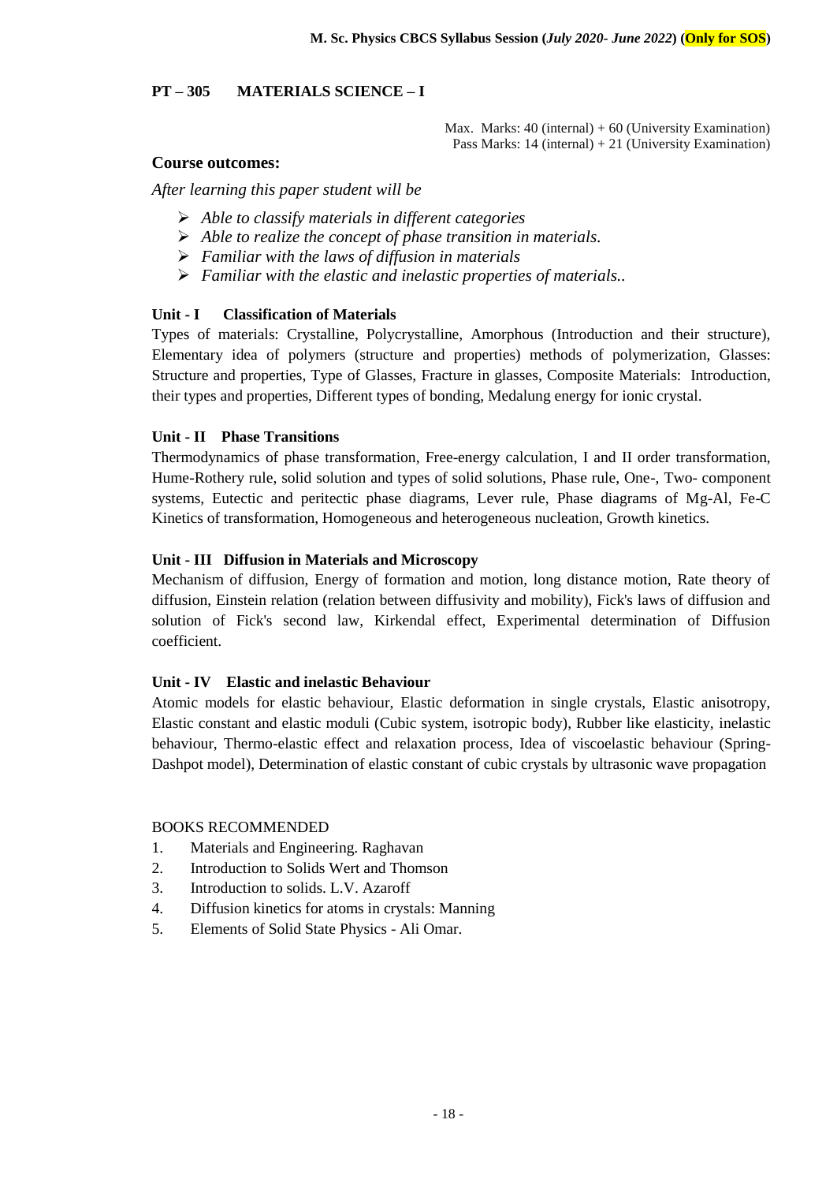## PT – 305 MATERIALS SCIENCE – I

Max. Marks: 40 (internal) + 60 (University Examination)
Pass Marks: 14 (internal) + 21 (University Examination)

### Course outcomes:

*After learning this paper student will be*

- *Able to classify materials in different categories*
- *Able to realize the concept of phase transition in materials.*
- *Familiar with the laws of diffusion in materials*
- *Familiar with the elastic and inelastic properties of materials..*

### Unit - I Classification of Materials

Types of materials: Crystalline, Polycrystalline, Amorphous (Introduction and their structure), Elementary idea of polymers (structure and properties) methods of polymerization, Glasses: Structure and properties, Type of Glasses, Fracture in glasses, Composite Materials: Introduction, their types and properties, Different types of bonding, Medalung energy for ionic crystal.

### Unit - II Phase Transitions

Thermodynamics of phase transformation, Free-energy calculation, I and II order transformation, Hume-Rothery rule, solid solution and types of solid solutions, Phase rule, One-, Two- component systems, Eutectic and peritectic phase diagrams, Lever rule, Phase diagrams of Mg-Al, Fe-C Kinetics of transformation, Homogeneous and heterogeneous nucleation, Growth kinetics.

### Unit - III Diffusion in Materials and Microscopy

Mechanism of diffusion, Energy of formation and motion, long distance motion, Rate theory of diffusion, Einstein relation (relation between diffusivity and mobility), Fick's laws of diffusion and solution of Fick's second law, Kirkendal effect, Experimental determination of Diffusion coefficient.

### Unit - IV Elastic and inelastic Behaviour

Atomic models for elastic behaviour, Elastic deformation in single crystals, Elastic anisotropy, Elastic constant and elastic moduli (Cubic system, isotropic body), Rubber like elasticity, inelastic behaviour, Thermo-elastic effect and relaxation process, Idea of viscoelastic behaviour (Spring-Dashpot model), Determination of elastic constant of cubic crystals by ultrasonic wave propagation

BOOKS RECOMMENDED

1. Materials and Engineering. Raghavan
2. Introduction to Solids Wert and Thomson
3. Introduction to solids. L.V. Azaroff
4. Diffusion kinetics for atoms in crystals: Manning
5. Elements of Solid State Physics - Ali Omar.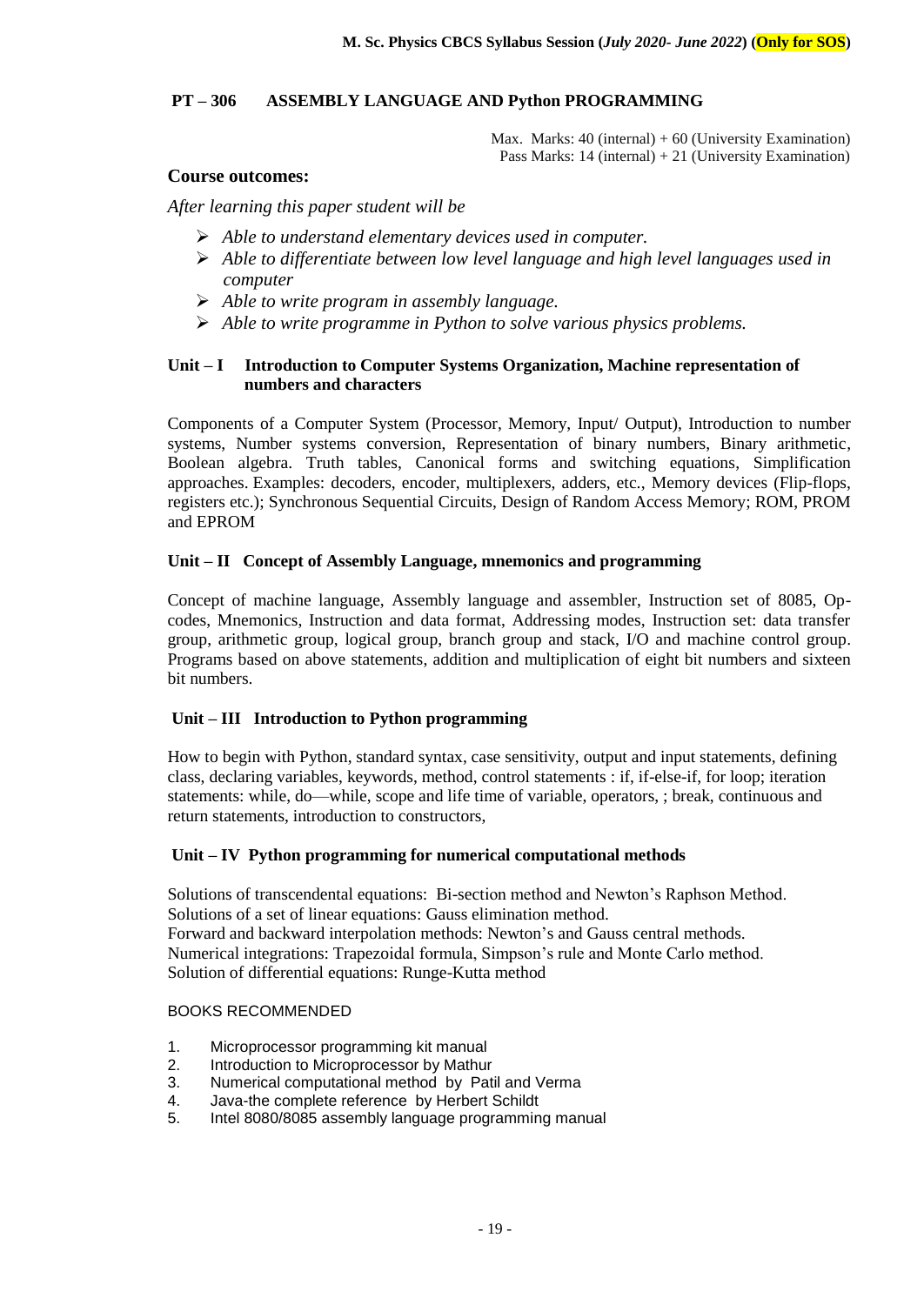## PT – 306 ASSEMBLY LANGUAGE AND Python PROGRAMMING

Max. Marks: 40 (internal) + 60 (University Examination)
Pass Marks: 14 (internal) + 21 (University Examination)

### Course outcomes:

*After learning this paper student will be*

- *Able to understand elementary devices used in computer.*
- *Able to differentiate between low level language and high level languages used in computer*
- *Able to write program in assembly language.*
- *Able to write programme in Python to solve various physics problems.*

### Unit – I Introduction to Computer Systems Organization, Machine representation of numbers and characters

Components of a Computer System (Processor, Memory, Input/ Output), Introduction to number systems, Number systems conversion, Representation of binary numbers, Binary arithmetic, Boolean algebra. Truth tables, Canonical forms and switching equations, Simplification approaches. Examples: decoders, encoder, multiplexers, adders, etc., Memory devices (Flip-flops, registers etc.); Synchronous Sequential Circuits, Design of Random Access Memory; ROM, PROM and EPROM

### Unit – II Concept of Assembly Language, mnemonics and programming

Concept of machine language, Assembly language and assembler, Instruction set of 8085, Op-codes, Mnemonics, Instruction and data format, Addressing modes, Instruction set: data transfer group, arithmetic group, logical group, branch group and stack, I/O and machine control group. Programs based on above statements, addition and multiplication of eight bit numbers and sixteen bit numbers.

### Unit – III Introduction to Python programming

How to begin with Python, standard syntax, case sensitivity, output and input statements, defining class, declaring variables, keywords, method, control statements : if, if-else-if, for loop; iteration statements: while, do—while, scope and life time of variable, operators, ; break, continuous and return statements, introduction to constructors,

### Unit – IV Python programming for numerical computational methods

Solutions of transcendental equations: Bi-section method and Newton's Raphson Method.
Solutions of a set of linear equations: Gauss elimination method.
Forward and backward interpolation methods: Newton's and Gauss central methods.
Numerical integrations: Trapezoidal formula, Simpson's rule and Monte Carlo method.
Solution of differential equations: Runge-Kutta method

BOOKS RECOMMENDED

1. Microprocessor programming kit manual
2. Introduction to Microprocessor by Mathur
3. Numerical computational method by Patil and Verma
4. Java-the complete reference by Herbert Schildt
5. Intel 8080/8085 assembly language programming manual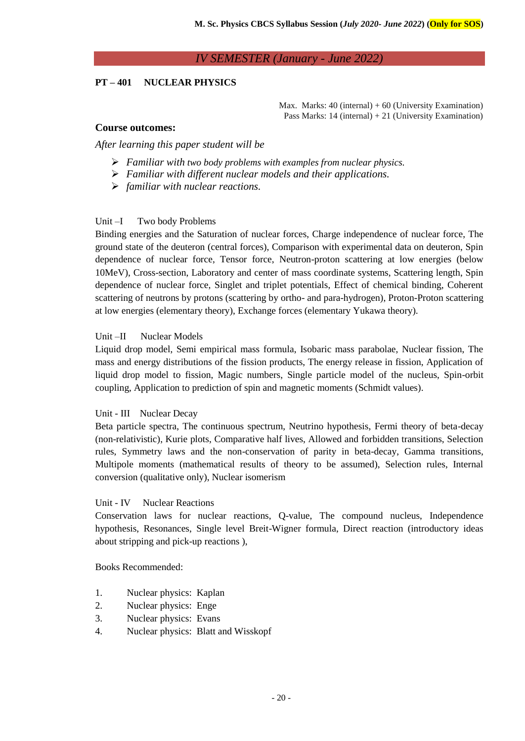## IV SEMESTER (January - June 2022)

### PT – 401 NUCLEAR PHYSICS

Max. Marks: 40 (internal) + 60 (University Examination)
Pass Marks: 14 (internal) + 21 (University Examination)

**Course outcomes:**

*After learning this paper student will be*

- *Familiar with two body problems with examples from nuclear physics.*
- *Familiar with different nuclear models and their applications.*
- *familiar with nuclear reactions.*

Unit –I Two body Problems

Binding energies and the Saturation of nuclear forces, Charge independence of nuclear force, The ground state of the deuteron (central forces), Comparison with experimental data on deuteron, Spin dependence of nuclear force, Tensor force, Neutron-proton scattering at low energies (below 10MeV), Cross-section, Laboratory and center of mass coordinate systems, Scattering length, Spin dependence of nuclear force, Singlet and triplet potentials, Effect of chemical binding, Coherent scattering of neutrons by protons (scattering by ortho- and para-hydrogen), Proton-Proton scattering at low energies (elementary theory), Exchange forces (elementary Yukawa theory).

Unit –II Nuclear Models

Liquid drop model, Semi empirical mass formula, Isobaric mass parabolae, Nuclear fission, The mass and energy distributions of the fission products, The energy release in fission, Application of liquid drop model to fission, Magic numbers, Single particle model of the nucleus, Spin-orbit coupling, Application to prediction of spin and magnetic moments (Schmidt values).

Unit - III Nuclear Decay

Beta particle spectra, The continuous spectrum, Neutrino hypothesis, Fermi theory of beta-decay (non-relativistic), Kurie plots, Comparative half lives, Allowed and forbidden transitions, Selection rules, Symmetry laws and the non-conservation of parity in beta-decay, Gamma transitions, Multipole moments (mathematical results of theory to be assumed), Selection rules, Internal conversion (qualitative only), Nuclear isomerism

Unit - IV Nuclear Reactions

Conservation laws for nuclear reactions, Q-value, The compound nucleus, Independence hypothesis, Resonances, Single level Breit-Wigner formula, Direct reaction (introductory ideas about stripping and pick-up reactions ),

Books Recommended:

1. Nuclear physics: Kaplan
2. Nuclear physics: Enge
3. Nuclear physics: Evans
4. Nuclear physics: Blatt and Wisskopf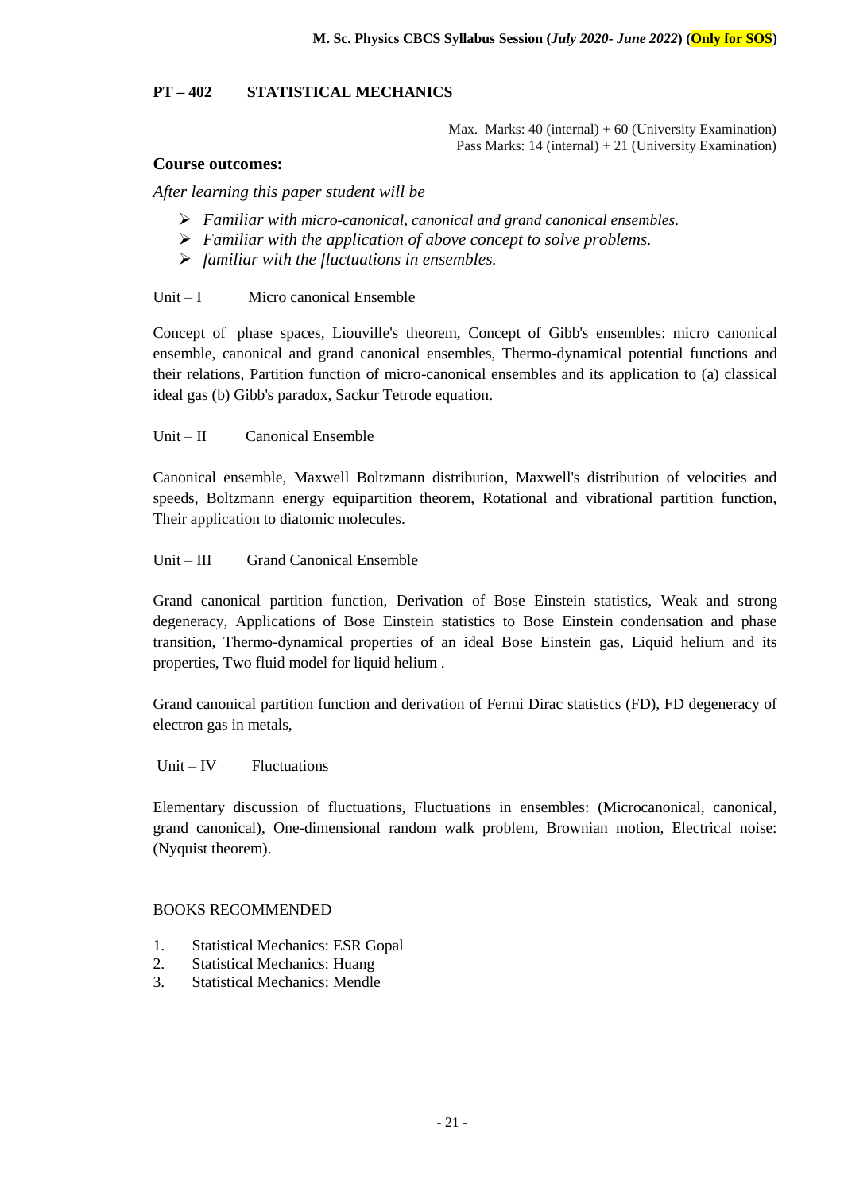## PT – 402 STATISTICAL MECHANICS

Max. Marks: 40 (internal) + 60 (University Examination)
Pass Marks: 14 (internal) + 21 (University Examination)

**Course outcomes:**

*After learning this paper student will be*

- *Familiar with micro-canonical, canonical and grand canonical ensembles.*
- *Familiar with the application of above concept to solve problems.*
- *familiar with the fluctuations in ensembles.*

Unit – I Micro canonical Ensemble

Concept of phase spaces, Liouville's theorem, Concept of Gibb's ensembles: micro canonical ensemble, canonical and grand canonical ensembles, Thermo-dynamical potential functions and their relations, Partition function of micro-canonical ensembles and its application to (a) classical ideal gas (b) Gibb's paradox, Sackur Tetrode equation.

Unit – II Canonical Ensemble

Canonical ensemble, Maxwell Boltzmann distribution, Maxwell's distribution of velocities and speeds, Boltzmann energy equipartition theorem, Rotational and vibrational partition function, Their application to diatomic molecules.

Unit – III Grand Canonical Ensemble

Grand canonical partition function, Derivation of Bose Einstein statistics, Weak and strong degeneracy, Applications of Bose Einstein statistics to Bose Einstein condensation and phase transition, Thermo-dynamical properties of an ideal Bose Einstein gas, Liquid helium and its properties, Two fluid model for liquid helium .

Grand canonical partition function and derivation of Fermi Dirac statistics (FD), FD degeneracy of electron gas in metals,

Unit – IV Fluctuations

Elementary discussion of fluctuations, Fluctuations in ensembles: (Microcanonical, canonical, grand canonical), One-dimensional random walk problem, Brownian motion, Electrical noise: (Nyquist theorem).

BOOKS RECOMMENDED

1. Statistical Mechanics: ESR Gopal
2. Statistical Mechanics: Huang
3. Statistical Mechanics: Mendle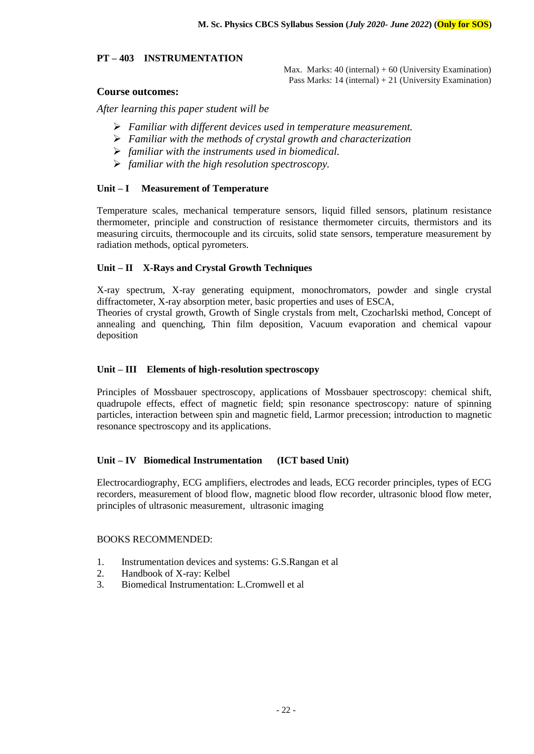## PT – 403 INSTRUMENTATION

Max. Marks: 40 (internal) + 60 (University Examination)
Pass Marks: 14 (internal) + 21 (University Examination)

### Course outcomes:

*After learning this paper student will be*

- *Familiar with different devices used in temperature measurement.*
- *Familiar with the methods of crystal growth and characterization*
- *familiar with the instruments used in biomedical.*
- *familiar with the high resolution spectroscopy.*

### Unit – I Measurement of Temperature

Temperature scales, mechanical temperature sensors, liquid filled sensors, platinum resistance thermometer, principle and construction of resistance thermometer circuits, thermistors and its measuring circuits, thermocouple and its circuits, solid state sensors, temperature measurement by radiation methods, optical pyrometers.

### Unit – II X-Rays and Crystal Growth Techniques

X-ray spectrum, X-ray generating equipment, monochromators, powder and single crystal diffractometer, X-ray absorption meter, basic properties and uses of ESCA,
Theories of crystal growth, Growth of Single crystals from melt, Czocharlski method, Concept of annealing and quenching, Thin film deposition, Vacuum evaporation and chemical vapour deposition

### Unit – III Elements of high-resolution spectroscopy

Principles of Mossbauer spectroscopy, applications of Mossbauer spectroscopy: chemical shift, quadrupole effects, effect of magnetic field; spin resonance spectroscopy: nature of spinning particles, interaction between spin and magnetic field, Larmor precession; introduction to magnetic resonance spectroscopy and its applications.

### Unit – IV Biomedical Instrumentation (ICT based Unit)

Electrocardiography, ECG amplifiers, electrodes and leads, ECG recorder principles, types of ECG recorders, measurement of blood flow, magnetic blood flow recorder, ultrasonic blood flow meter, principles of ultrasonic measurement, ultrasonic imaging

BOOKS RECOMMENDED:

1. Instrumentation devices and systems: G.S.Rangan et al
2. Handbook of X-ray: Kelbel
3. Biomedical Instrumentation: L.Cromwell et al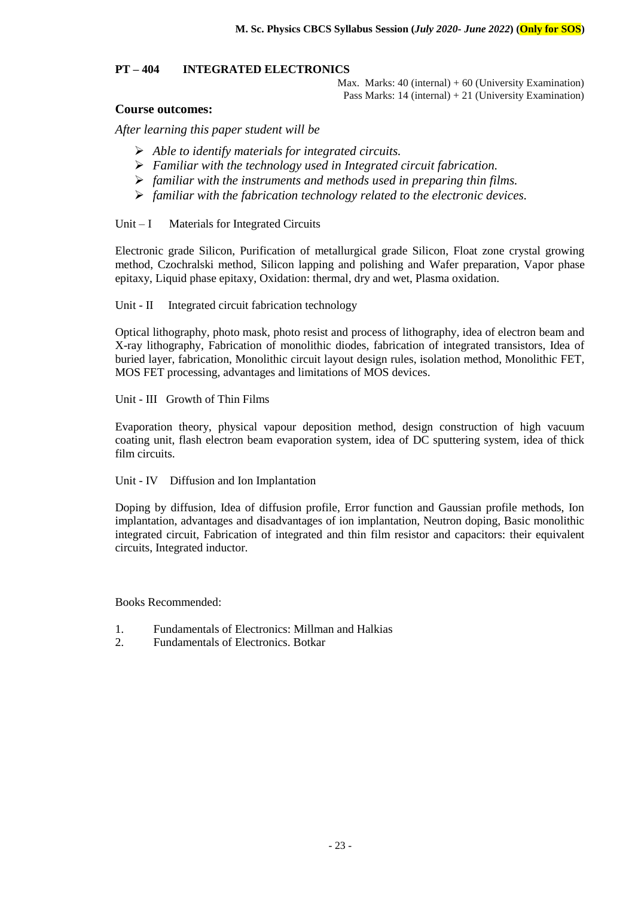## PT – 404 INTEGRATED ELECTRONICS

Max. Marks: 40 (internal) + 60 (University Examination)
Pass Marks: 14 (internal) + 21 (University Examination)

### Course outcomes:

*After learning this paper student will be*

- *Able to identify materials for integrated circuits.*
- *Familiar with the technology used in Integrated circuit fabrication.*
- *familiar with the instruments and methods used in preparing thin films.*
- *familiar with the fabrication technology related to the electronic devices.*

Unit – I Materials for Integrated Circuits

Electronic grade Silicon, Purification of metallurgical grade Silicon, Float zone crystal growing method, Czochralski method, Silicon lapping and polishing and Wafer preparation, Vapor phase epitaxy, Liquid phase epitaxy, Oxidation: thermal, dry and wet, Plasma oxidation.

Unit - II Integrated circuit fabrication technology

Optical lithography, photo mask, photo resist and process of lithography, idea of electron beam and X-ray lithography, Fabrication of monolithic diodes, fabrication of integrated transistors, Idea of buried layer, fabrication, Monolithic circuit layout design rules, isolation method, Monolithic FET, MOS FET processing, advantages and limitations of MOS devices.

Unit - III Growth of Thin Films

Evaporation theory, physical vapour deposition method, design construction of high vacuum coating unit, flash electron beam evaporation system, idea of DC sputtering system, idea of thick film circuits.

Unit - IV Diffusion and Ion Implantation

Doping by diffusion, Idea of diffusion profile, Error function and Gaussian profile methods, Ion implantation, advantages and disadvantages of ion implantation, Neutron doping, Basic monolithic integrated circuit, Fabrication of integrated and thin film resistor and capacitors: their equivalent circuits, Integrated inductor.

Books Recommended:

1. Fundamentals of Electronics: Millman and Halkias
2. Fundamentals of Electronics. Botkar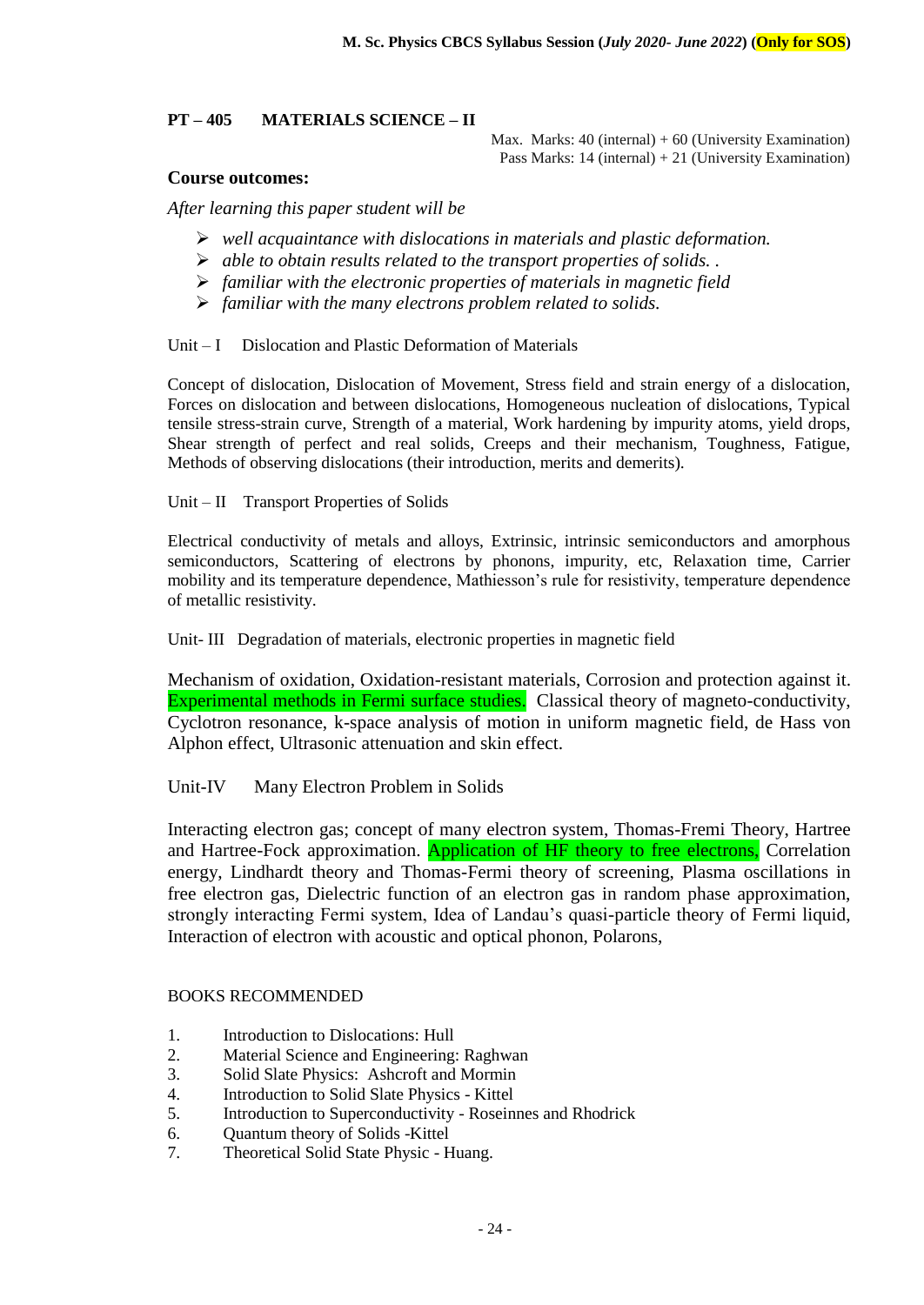## PT – 405 MATERIALS SCIENCE – II

Max. Marks: 40 (internal) + 60 (University Examination)
Pass Marks: 14 (internal) + 21 (University Examination)

### Course outcomes:

*After learning this paper student will be*

- *well acquaintance with dislocations in materials and plastic deformation.*
- *able to obtain results related to the transport properties of solids. .*
- *familiar with the electronic properties of materials in magnetic field*
- *familiar with the many electrons problem related to solids.*

Unit – I Dislocation and Plastic Deformation of Materials

Concept of dislocation, Dislocation of Movement, Stress field and strain energy of a dislocation, Forces on dislocation and between dislocations, Homogeneous nucleation of dislocations, Typical tensile stress-strain curve, Strength of a material, Work hardening by impurity atoms, yield drops, Shear strength of perfect and real solids, Creeps and their mechanism, Toughness, Fatigue, Methods of observing dislocations (their introduction, merits and demerits).

Unit – II Transport Properties of Solids

Electrical conductivity of metals and alloys, Extrinsic, intrinsic semiconductors and amorphous semiconductors, Scattering of electrons by phonons, impurity, etc, Relaxation time, Carrier mobility and its temperature dependence, Mathiesson's rule for resistivity, temperature dependence of metallic resistivity.

Unit- III Degradation of materials, electronic properties in magnetic field

Mechanism of oxidation, Oxidation-resistant materials, Corrosion and protection against it. Experimental methods in Fermi surface studies. Classical theory of magneto-conductivity, Cyclotron resonance, k-space analysis of motion in uniform magnetic field, de Hass von Alphon effect, Ultrasonic attenuation and skin effect.

Unit-IV Many Electron Problem in Solids

Interacting electron gas; concept of many electron system, Thomas-Fremi Theory, Hartree and Hartree-Fock approximation. Application of HF theory to free electrons, Correlation energy, Lindhardt theory and Thomas-Fermi theory of screening, Plasma oscillations in free electron gas, Dielectric function of an electron gas in random phase approximation, strongly interacting Fermi system, Idea of Landau's quasi-particle theory of Fermi liquid, Interaction of electron with acoustic and optical phonon, Polarons,

BOOKS RECOMMENDED

1. Introduction to Dislocations: Hull
2. Material Science and Engineering: Raghwan
3. Solid Slate Physics: Ashcroft and Mormin
4. Introduction to Solid Slate Physics - Kittel
5. Introduction to Superconductivity - Roseinnes and Rhodrick
6. Quantum theory of Solids -Kittel
7. Theoretical Solid State Physic - Huang.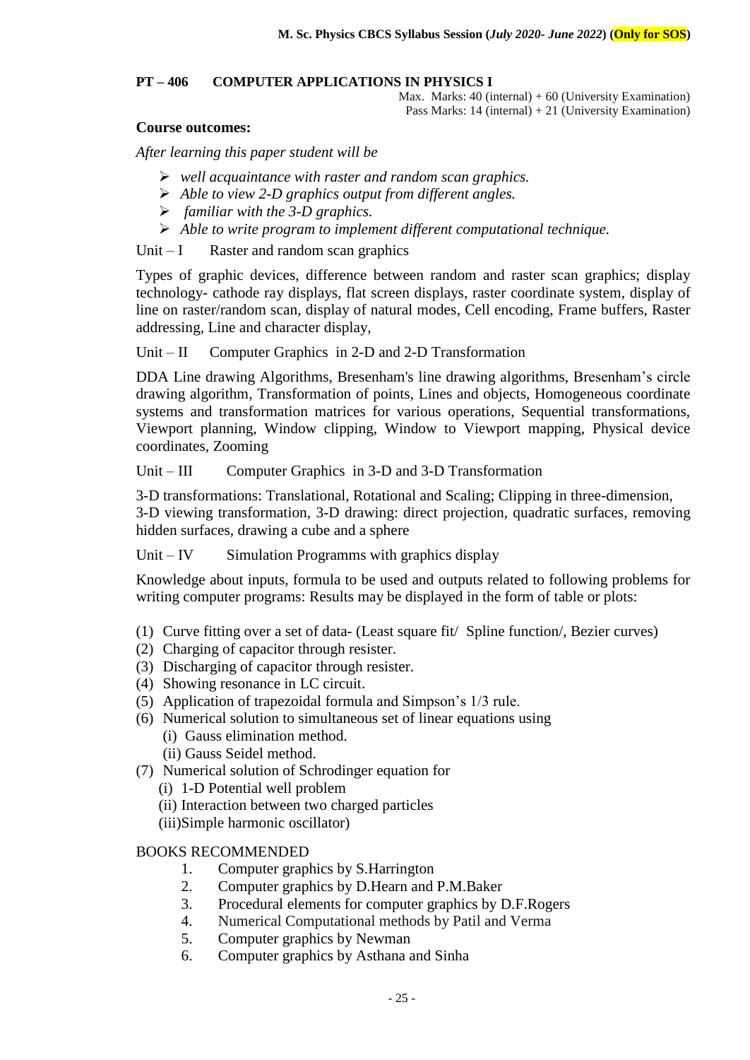**PT – 406 COMPUTER APPLICATIONS IN PHYSICS I**

Max. Marks: 40 (internal) + 60 (University Examination)
Pass Marks: 14 (internal) + 21 (University Examination)

**Course outcomes:**

*After learning this paper student will be*

- *well acquaintance with raster and random scan graphics.*
- *Able to view 2-D graphics output from different angles.*
- *familiar with the 3-D graphics.*
- *Able to write program to implement different computational technique.*

Unit – I Raster and random scan graphics

Types of graphic devices, difference between random and raster scan graphics; display technology- cathode ray displays, flat screen displays, raster coordinate system, display of line on raster/random scan, display of natural modes, Cell encoding, Frame buffers, Raster addressing, Line and character display,

Unit – II Computer Graphics in 2-D and 2-D Transformation

DDA Line drawing Algorithms, Bresenham's line drawing algorithms, Bresenham's circle drawing algorithm, Transformation of points, Lines and objects, Homogeneous coordinate systems and transformation matrices for various operations, Sequential transformations, Viewport planning, Window clipping, Window to Viewport mapping, Physical device coordinates, Zooming

Unit – III Computer Graphics in 3-D and 3-D Transformation

3-D transformations: Translational, Rotational and Scaling; Clipping in three-dimension,
3-D viewing transformation, 3-D drawing: direct projection, quadratic surfaces, removing hidden surfaces, drawing a cube and a sphere

Unit – IV Simulation Programms with graphics display

Knowledge about inputs, formula to be used and outputs related to following problems for writing computer programs: Results may be displayed in the form of table or plots:

(1) Curve fitting over a set of data- (Least square fit/ Spline function/, Bezier curves)
(2) Charging of capacitor through resister.
(3) Discharging of capacitor through resister.
(4) Showing resonance in LC circuit.
(5) Application of trapezoidal formula and Simpson's 1/3 rule.
(6) Numerical solution to simultaneous set of linear equations using
 (i) Gauss elimination method.
 (ii) Gauss Seidel method.
(7) Numerical solution of Schrodinger equation for
 (i) 1-D Potential well problem
 (ii) Interaction between two charged particles
 (iii)Simple harmonic oscillator)

BOOKS RECOMMENDED

1. Computer graphics by S.Harrington
2. Computer graphics by D.Hearn and P.M.Baker
3. Procedural elements for computer graphics by D.F.Rogers
4. Numerical Computational methods by Patil and Verma
5. Computer graphics by Newman
6. Computer graphics by Asthana and Sinha